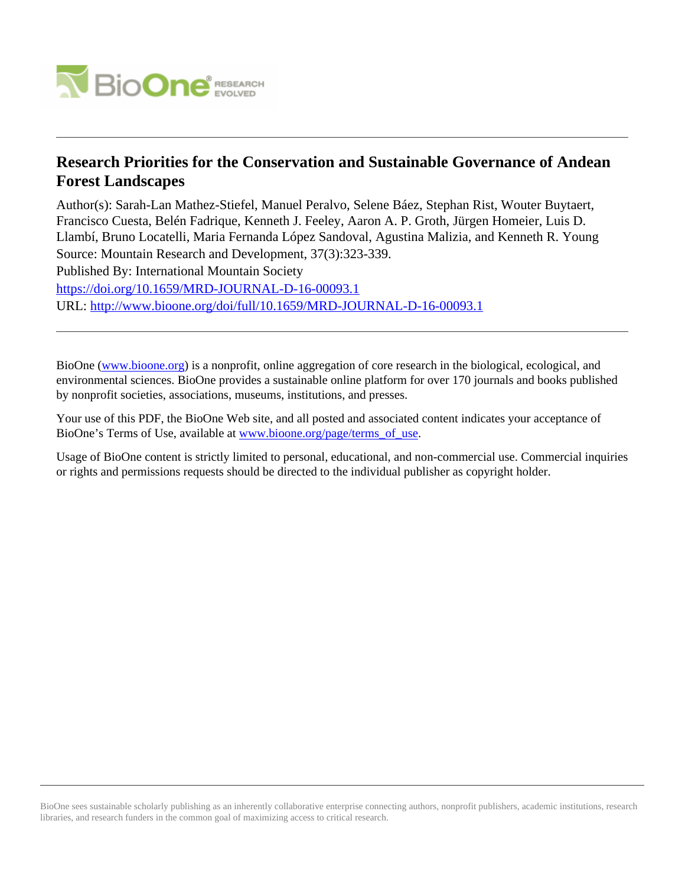# Research Priorities for the Conservation and Sustainable Governance of Andean Forest Landscapes

Author(s): Sarah-Lan Mathez-Stiefel, Manuel Peralvo, Selene Báez, Stephan Rist, Wouter Buytaert, Francisco Cuesta, Belén Fadrique, Kenneth J. Feeley, Aaron A. P. Groth, Jürgen Homeier, Luis D. Llambí, Bruno Locatelli, Maria Fernanda López Sandoval, Agustina Malizia, and Kenneth R. Young

Source: Mountain Research and Development, 37(3):323-339.

Published By: International Mountain Society

https://doi.org/10.1659/MRD-JOURNAL-D-16-00093.1

URL: http://www.bioone.org/doi/full/10.1659/MRD-JOURNAL-D-16-00093.1

---

BioOne (www.bioone.org) is a nonprofit, online aggregation of core research in the biological, ecological, and environmental sciences. BioOne provides a sustainable online platform for over 170 journals and books published by nonprofit societies, associations, museums, institutions, and presses.

Your use of this PDF, the BioOne Web site, and all posted and associated content indicates your acceptance of BioOne's Terms of Use, available at www.bioone.org/page/terms_of_use.

Usage of BioOne content is strictly limited to personal, educational, and non-commercial use. Commercial inquiries or rights and permissions requests should be directed to the individual publisher as copyright holder.

---

BioOne sees sustainable scholarly publishing as an inherently collaborative enterprise connecting authors, nonprofit publishers, academic institutions, research libraries, and research funders in the common goal of maximizing access to critical research.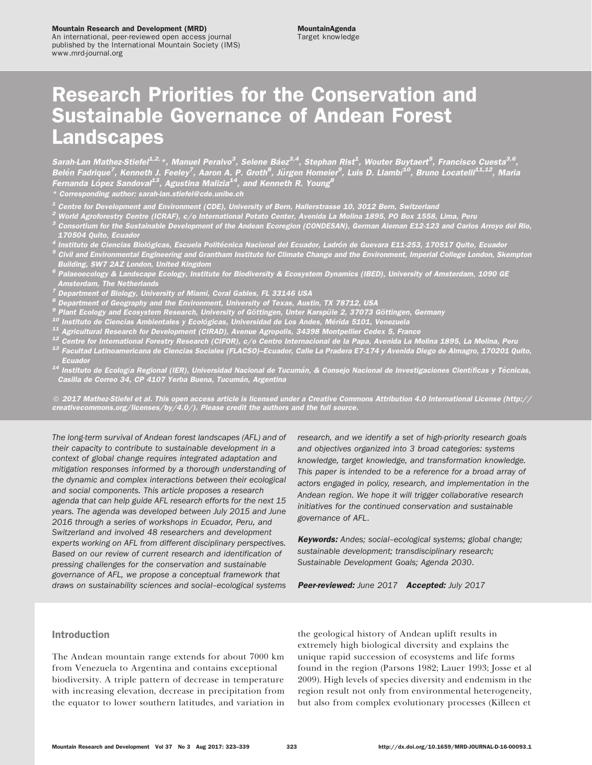Mountain Research and Development (MRD)
An international, peer-reviewed open access journal published by the International Mountain Society (IMS)
www.mrd-journal.org

MountainAgenda
Target knowledge

# Research Priorities for the Conservation and Sustainable Governance of Andean Forest Landscapes

*Sarah-Lan Mathez-Stiefel[1,2,]\*, Manuel Peralvo[3], Selene Báez[3,4], Stephan Rist[1], Wouter Buytaert[5], Francisco Cuesta[3,6], Belén Fadrique[7], Kenneth J. Feeley[7], Aaron A. P. Groth[8], Jürgen Homeier[9], Luis D. Llambí[10], Bruno Locatelli[11,12], Maria Fernanda López Sandoval[13], Agustina Malizia[14], and Kenneth R. Young[8]*

\* Corresponding author: sarah-lan.stiefel@cde.unibe.ch

[1] Centre for Development and Environment (CDE), University of Bern, Hallerstrasse 10, 3012 Bern, Switzerland
[2] World Agroforestry Centre (ICRAF), c/o International Potato Center, Avenida La Molina 1895, PO Box 1558, Lima, Peru
[3] Consortium for the Sustainable Development of the Andean Ecoregion (CONDESAN), German Aleman E12-123 and Carlos Arroyo del Rio, 170504 Quito, Ecuador
[4] Instituto de Ciencias Biológicas, Escuela Politécnica Nacional del Ecuador, Ladrón de Guevara E11-253, 170517 Quito, Ecuador
[5] Civil and Environmental Engineering and Grantham Institute for Climate Change and the Environment, Imperial College London, Skempton Building, SW7 2AZ London, United Kingdom
[6] Palaeoecology & Landscape Ecology, Institute for Biodiversity & Ecosystem Dynamics (IBED), University of Amsterdam, 1090 GE Amsterdam, The Netherlands
[7] Department of Biology, University of Miami, Coral Gables, FL 33146 USA
[8] Department of Geography and the Environment, University of Texas, Austin, TX 78712, USA
[9] Plant Ecology and Ecosystem Research, University of Göttingen, Unter Karspüle 2, 37073 Göttingen, Germany
[10] Instituto de Ciencias Ambientales y Ecológicas, Universidad de Los Andes, Mérida 5101, Venezuela
[11] Agricultural Research for Development (CIRAD), Avenue Agropolis, 34398 Montpellier Cedex 5, France
[12] Centre for International Forestry Research (CIFOR), c/o Centro Internacional de la Papa, Avenida La Molina 1895, La Molina, Peru
[13] Facultad Latinoamericana de Ciencias Sociales (FLACSO)–Ecuador, Calle La Pradera E7-174 y Avenida Diego de Almagro, 170201 Quito, Ecuador
[14] Instituto de Ecología Regional (IER), Universidad Nacional de Tucumán, & Consejo Nacional de Investigaciones Científicas y Técnicas, Casilla de Correo 34, CP 4107 Yerba Buena, Tucumán, Argentina

© 2017 Mathez-Stiefel et al. This open access article is licensed under a Creative Commons Attribution 4.0 International License (http://creativecommons.org/licenses/by/4.0/). Please credit the authors and the full source.

*The long-term survival of Andean forest landscapes (AFL) and of their capacity to contribute to sustainable development in a context of global change requires integrated adaptation and mitigation responses informed by a thorough understanding of the dynamic and complex interactions between their ecological and social components. This article proposes a research agenda that can help guide AFL research efforts for the next 15 years. The agenda was developed between July 2015 and June 2016 through a series of workshops in Ecuador, Peru, and Switzerland and involved 48 researchers and development experts working on AFL from different disciplinary perspectives. Based on our review of current research and identification of pressing challenges for the conservation and sustainable governance of AFL, we propose a conceptual framework that draws on sustainability sciences and social–ecological systems research, and we identify a set of high-priority research goals and objectives organized into 3 broad categories: systems knowledge, target knowledge, and transformation knowledge. This paper is intended to be a reference for a broad array of actors engaged in policy, research, and implementation in the Andean region. We hope it will trigger collaborative research initiatives for the continued conservation and sustainable governance of AFL.*

***Keywords:*** *Andes; social–ecological systems; global change; sustainable development; transdisciplinary research; Sustainable Development Goals; Agenda 2030.*

***Peer-reviewed:*** *June 2017* ***Accepted:*** *July 2017*

## Introduction

The Andean mountain range extends for about 7000 km from Venezuela to Argentina and contains exceptional biodiversity. A triple pattern of decrease in temperature with increasing elevation, decrease in precipitation from the equator to lower southern latitudes, and variation in the geological history of Andean uplift results in extremely high biological diversity and explains the unique rapid succession of ecosystems and life forms found in the region (Parsons 1982; Lauer 1993; Josse et al 2009). High levels of species diversity and endemism in the region result not only from environmental heterogeneity, but also from complex evolutionary processes (Killeen et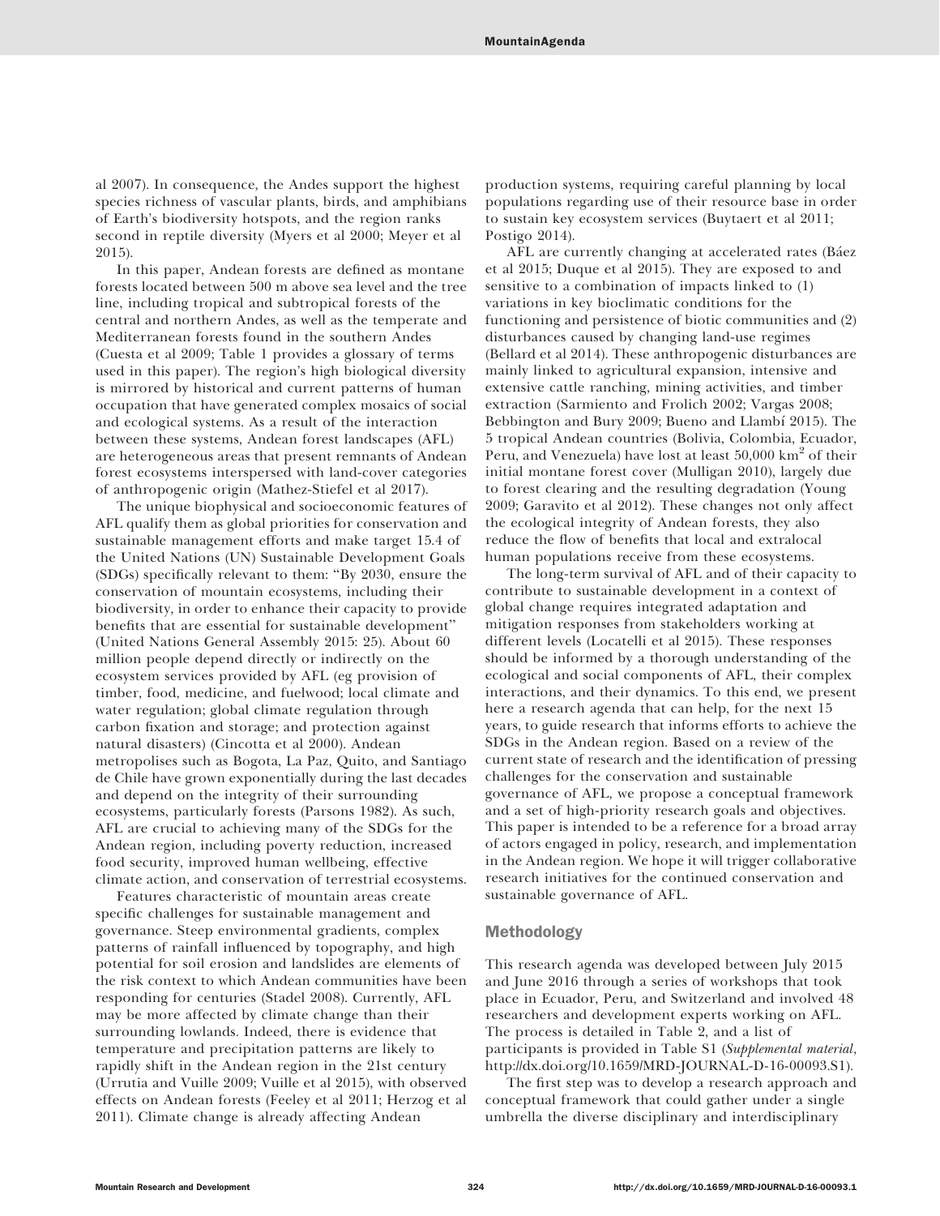al 2007). In consequence, the Andes support the highest species richness of vascular plants, birds, and amphibians of Earth's biodiversity hotspots, and the region ranks second in reptile diversity (Myers et al 2000; Meyer et al 2015).

In this paper, Andean forests are defined as montane forests located between 500 m above sea level and the tree line, including tropical and subtropical forests of the central and northern Andes, as well as the temperate and Mediterranean forests found in the southern Andes (Cuesta et al 2009; Table 1 provides a glossary of terms used in this paper). The region's high biological diversity is mirrored by historical and current patterns of human occupation that have generated complex mosaics of social and ecological systems. As a result of the interaction between these systems, Andean forest landscapes (AFL) are heterogeneous areas that present remnants of Andean forest ecosystems interspersed with land-cover categories of anthropogenic origin (Mathez-Stiefel et al 2017).

The unique biophysical and socioeconomic features of AFL qualify them as global priorities for conservation and sustainable management efforts and make target 15.4 of the United Nations (UN) Sustainable Development Goals (SDGs) specifically relevant to them: "By 2030, ensure the conservation of mountain ecosystems, including their biodiversity, in order to enhance their capacity to provide benefits that are essential for sustainable development" (United Nations General Assembly 2015: 25). About 60 million people depend directly or indirectly on the ecosystem services provided by AFL (eg provision of timber, food, medicine, and fuelwood; local climate and water regulation; global climate regulation through carbon fixation and storage; and protection against natural disasters) (Cincotta et al 2000). Andean metropolises such as Bogota, La Paz, Quito, and Santiago de Chile have grown exponentially during the last decades and depend on the integrity of their surrounding ecosystems, particularly forests (Parsons 1982). As such, AFL are crucial to achieving many of the SDGs for the Andean region, including poverty reduction, increased food security, improved human wellbeing, effective climate action, and conservation of terrestrial ecosystems.

Features characteristic of mountain areas create specific challenges for sustainable management and governance. Steep environmental gradients, complex patterns of rainfall influenced by topography, and high potential for soil erosion and landslides are elements of the risk context to which Andean communities have been responding for centuries (Stadel 2008). Currently, AFL may be more affected by climate change than their surrounding lowlands. Indeed, there is evidence that temperature and precipitation patterns are likely to rapidly shift in the Andean region in the 21st century (Urrutia and Vuille 2009; Vuille et al 2015), with observed effects on Andean forests (Feeley et al 2011; Herzog et al 2011). Climate change is already affecting Andean production systems, requiring careful planning by local populations regarding use of their resource base in order to sustain key ecosystem services (Buytaert et al 2011; Postigo 2014).

AFL are currently changing at accelerated rates (Báez et al 2015; Duque et al 2015). They are exposed to and sensitive to a combination of impacts linked to (1) variations in key bioclimatic conditions for the functioning and persistence of biotic communities and (2) disturbances caused by changing land-use regimes (Bellard et al 2014). These anthropogenic disturbances are mainly linked to agricultural expansion, intensive and extensive cattle ranching, mining activities, and timber extraction (Sarmiento and Frolich 2002; Vargas 2008; Bebbington and Bury 2009; Bueno and Llambí 2015). The 5 tropical Andean countries (Bolivia, Colombia, Ecuador, Peru, and Venezuela) have lost at least 50,000 km$^2$ of their initial montane forest cover (Mulligan 2010), largely due to forest clearing and the resulting degradation (Young 2009; Garavito et al 2012). These changes not only affect the ecological integrity of Andean forests, they also reduce the flow of benefits that local and extralocal human populations receive from these ecosystems.

The long-term survival of AFL and of their capacity to contribute to sustainable development in a context of global change requires integrated adaptation and mitigation responses from stakeholders working at different levels (Locatelli et al 2015). These responses should be informed by a thorough understanding of the ecological and social components of AFL, their complex interactions, and their dynamics. To this end, we present here a research agenda that can help, for the next 15 years, to guide research that informs efforts to achieve the SDGs in the Andean region. Based on a review of the current state of research and the identification of pressing challenges for the conservation and sustainable governance of AFL, we propose a conceptual framework and a set of high-priority research goals and objectives. This paper is intended to be a reference for a broad array of actors engaged in policy, research, and implementation in the Andean region. We hope it will trigger collaborative research initiatives for the continued conservation and sustainable governance of AFL.

## Methodology

This research agenda was developed between July 2015 and June 2016 through a series of workshops that took place in Ecuador, Peru, and Switzerland and involved 48 researchers and development experts working on AFL. The process is detailed in Table 2, and a list of participants is provided in Table S1 (*Supplemental material*, http://dx.doi.org/10.1659/MRD-JOURNAL-D-16-00093.S1).

The first step was to develop a research approach and conceptual framework that could gather under a single umbrella the diverse disciplinary and interdisciplinary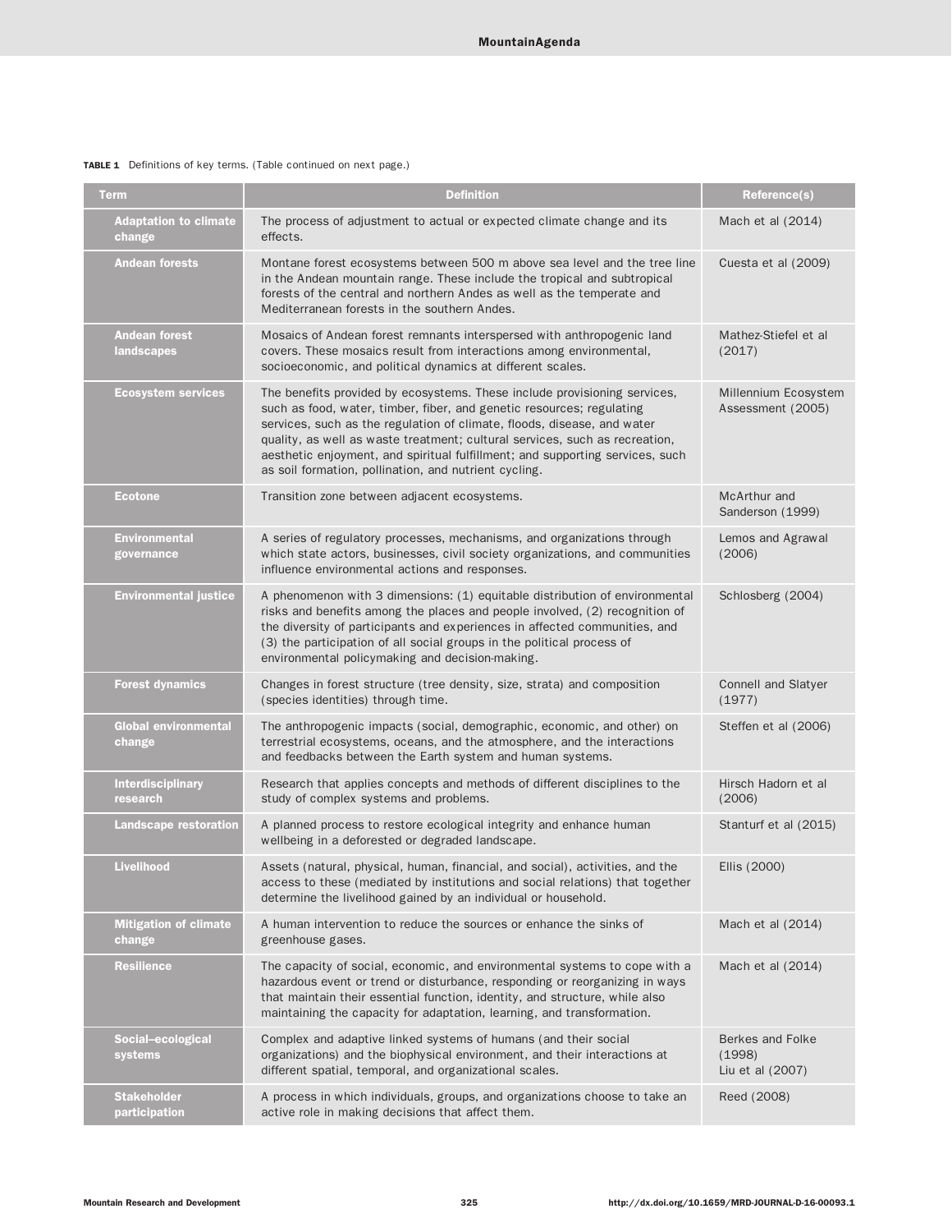**TABLE 1** Definitions of key terms. (Table continued on next page.)

| Term | Definition | Reference(s) |
| --- | --- | --- |
| **Adaptation to climate change** | The process of adjustment to actual or expected climate change and its effects. | Mach et al (2014) |
| **Andean forests** | Montane forest ecosystems between 500 m above sea level and the tree line in the Andean mountain range. These include the tropical and subtropical forests of the central and northern Andes as well as the temperate and Mediterranean forests in the southern Andes. | Cuesta et al (2009) |
| **Andean forest landscapes** | Mosaics of Andean forest remnants interspersed with anthropogenic land covers. These mosaics result from interactions among environmental, socioeconomic, and political dynamics at different scales. | Mathez-Stiefel et al (2017) |
| **Ecosystem services** | The benefits provided by ecosystems. These include provisioning services, such as food, water, timber, fiber, and genetic resources; regulating services, such as the regulation of climate, floods, disease, and water quality, as well as waste treatment; cultural services, such as recreation, aesthetic enjoyment, and spiritual fulfillment; and supporting services, such as soil formation, pollination, and nutrient cycling. | Millennium Ecosystem Assessment (2005) |
| **Ecotone** | Transition zone between adjacent ecosystems. | McArthur and Sanderson (1999) |
| **Environmental governance** | A series of regulatory processes, mechanisms, and organizations through which state actors, businesses, civil society organizations, and communities influence environmental actions and responses. | Lemos and Agrawal (2006) |
| **Environmental justice** | A phenomenon with 3 dimensions: (1) equitable distribution of environmental risks and benefits among the places and people involved, (2) recognition of the diversity of participants and experiences in affected communities, and (3) the participation of all social groups in the political process of environmental policymaking and decision-making. | Schlosberg (2004) |
| **Forest dynamics** | Changes in forest structure (tree density, size, strata) and composition (species identities) through time. | Connell and Slatyer (1977) |
| **Global environmental change** | The anthropogenic impacts (social, demographic, economic, and other) on terrestrial ecosystems, oceans, and the atmosphere, and the interactions and feedbacks between the Earth system and human systems. | Steffen et al (2006) |
| **Interdisciplinary research** | Research that applies concepts and methods of different disciplines to the study of complex systems and problems. | Hirsch Hadorn et al (2006) |
| **Landscape restoration** | A planned process to restore ecological integrity and enhance human wellbeing in a deforested or degraded landscape. | Stanturf et al (2015) |
| **Livelihood** | Assets (natural, physical, human, financial, and social), activities, and the access to these (mediated by institutions and social relations) that together determine the livelihood gained by an individual or household. | Ellis (2000) |
| **Mitigation of climate change** | A human intervention to reduce the sources or enhance the sinks of greenhouse gases. | Mach et al (2014) |
| **Resilience** | The capacity of social, economic, and environmental systems to cope with a hazardous event or trend or disturbance, responding or reorganizing in ways that maintain their essential function, identity, and structure, while also maintaining the capacity for adaptation, learning, and transformation. | Mach et al (2014) |
| **Social–ecological systems** | Complex and adaptive linked systems of humans (and their social organizations) and the biophysical environment, and their interactions at different spatial, temporal, and organizational scales. | Berkes and Folke (1998) Liu et al (2007) |
| **Stakeholder participation** | A process in which individuals, groups, and organizations choose to take an active role in making decisions that affect them. | Reed (2008) |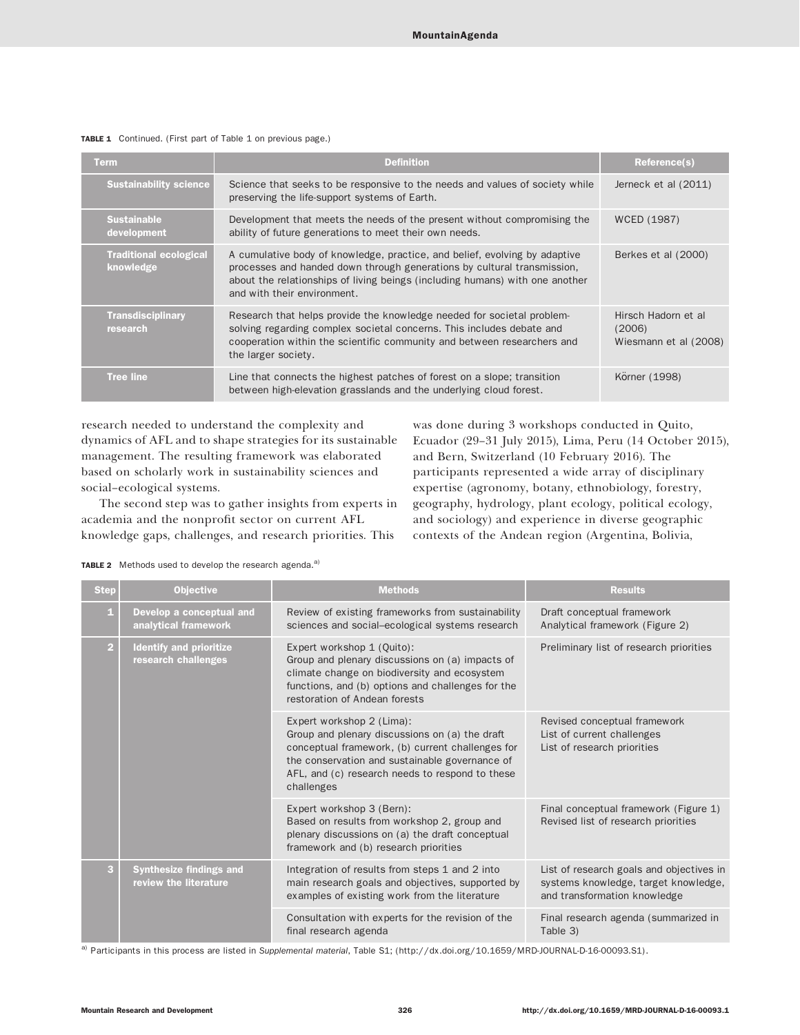**TABLE 1** Continued. (First part of Table 1 on previous page.)

| Term | Definition | Reference(s) |
|---|---|---|
| **Sustainability science** | Science that seeks to be responsive to the needs and values of society while preserving the life-support systems of Earth. | Jerneck et al (2011) |
| **Sustainable development** | Development that meets the needs of the present without compromising the ability of future generations to meet their own needs. | WCED (1987) |
| **Traditional ecological knowledge** | A cumulative body of knowledge, practice, and belief, evolving by adaptive processes and handed down through generations by cultural transmission, about the relationships of living beings (including humans) with one another and with their environment. | Berkes et al (2000) |
| **Transdisciplinary research** | Research that helps provide the knowledge needed for societal problem-solving regarding complex societal concerns. This includes debate and cooperation within the scientific community and between researchers and the larger society. | Hirsch Hadorn et al (2006)<br>Wiesmann et al (2008) |
| **Tree line** | Line that connects the highest patches of forest on a slope; transition between high-elevation grasslands and the underlying cloud forest. | Körner (1998) |

research needed to understand the complexity and dynamics of AFL and to shape strategies for its sustainable management. The resulting framework was elaborated based on scholarly work in sustainability sciences and social–ecological systems.

The second step was to gather insights from experts in academia and the nonprofit sector on current AFL knowledge gaps, challenges, and research priorities. This was done during 3 workshops conducted in Quito, Ecuador (29–31 July 2015), Lima, Peru (14 October 2015), and Bern, Switzerland (10 February 2016). The participants represented a wide array of disciplinary expertise (agronomy, botany, ethnobiology, forestry, geography, hydrology, plant ecology, political ecology, and sociology) and experience in diverse geographic contexts of the Andean region (Argentina, Bolivia,

**TABLE 2** Methods used to develop the research agenda.[a]

| Step | Objective | Methods | Results |
|---|---|---|---|
| 1 | Develop a conceptual and analytical framework | Review of existing frameworks from sustainability sciences and social–ecological systems research | Draft conceptual framework<br>Analytical framework (Figure 2) |
| 2 | Identify and prioritize research challenges | Expert workshop 1 (Quito):<br>Group and plenary discussions on (a) impacts of climate change on biodiversity and ecosystem functions, and (b) options and challenges for the restoration of Andean forests | Preliminary list of research priorities |
| | | Expert workshop 2 (Lima):<br>Group and plenary discussions on (a) the draft conceptual framework, (b) current challenges for the conservation and sustainable governance of AFL, and (c) research needs to respond to these challenges | Revised conceptual framework<br>List of current challenges<br>List of research priorities |
| | | Expert workshop 3 (Bern):<br>Based on results from workshop 2, group and plenary discussions on (a) the draft conceptual framework and (b) research priorities | Final conceptual framework (Figure 1)<br>Revised list of research priorities |
| 3 | Synthesize findings and review the literature | Integration of results from steps 1 and 2 into main research goals and objectives, supported by examples of existing work from the literature | List of research goals and objectives in systems knowledge, target knowledge, and transformation knowledge |
| | | Consultation with experts for the revision of the final research agenda | Final research agenda (summarized in Table 3) |

[a] Participants in this process are listed in *Supplemental material*, Table S1; (http://dx.doi.org/10.1659/MRD-JOURNAL-D-16-00093.S1).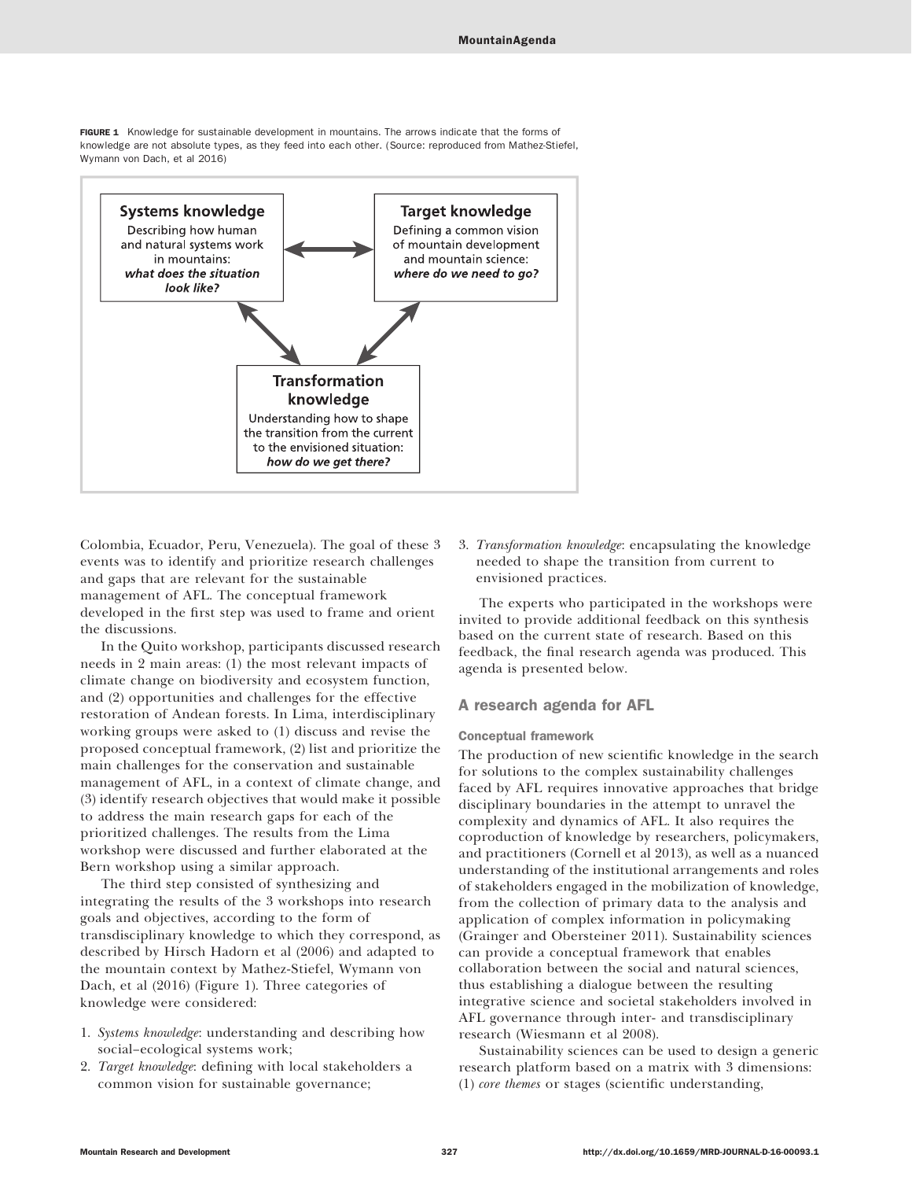FIGURE 1 Knowledge for sustainable development in mountains. The arrows indicate that the forms of knowledge are not absolute types, as they feed into each other. (Source: reproduced from Mathez-Stiefel, Wymann von Dach, et al 2016)

**Systems knowledge**
Describing how human and natural systems work in mountains:
***what does the situation look like?***

**Target knowledge**
Defining a common vision of mountain development and mountain science:
***where do we need to go?***

**Transformation knowledge**
Understanding how to shape the transition from the current to the envisioned situation:
***how do we get there?***

Colombia, Ecuador, Peru, Venezuela). The goal of these 3 events was to identify and prioritize research challenges and gaps that are relevant for the sustainable management of AFL. The conceptual framework developed in the first step was used to frame and orient the discussions.

In the Quito workshop, participants discussed research needs in 2 main areas: (1) the most relevant impacts of climate change on biodiversity and ecosystem function, and (2) opportunities and challenges for the effective restoration of Andean forests. In Lima, interdisciplinary working groups were asked to (1) discuss and revise the proposed conceptual framework, (2) list and prioritize the main challenges for the conservation and sustainable management of AFL, in a context of climate change, and (3) identify research objectives that would make it possible to address the main research gaps for each of the prioritized challenges. The results from the Lima workshop were discussed and further elaborated at the Bern workshop using a similar approach.

The third step consisted of synthesizing and integrating the results of the 3 workshops into research goals and objectives, according to the form of transdisciplinary knowledge to which they correspond, as described by Hirsch Hadorn et al (2006) and adapted to the mountain context by Mathez-Stiefel, Wymann von Dach, et al (2016) (Figure 1). Three categories of knowledge were considered:

1. *Systems knowledge*: understanding and describing how social–ecological systems work;
2. *Target knowledge*: defining with local stakeholders a common vision for sustainable governance;
3. *Transformation knowledge*: encapsulating the knowledge needed to shape the transition from current to envisioned practices.

The experts who participated in the workshops were invited to provide additional feedback on this synthesis based on the current state of research. Based on this feedback, the final research agenda was produced. This agenda is presented below.

## A research agenda for AFL

### Conceptual framework

The production of new scientific knowledge in the search for solutions to the complex sustainability challenges faced by AFL requires innovative approaches that bridge disciplinary boundaries in the attempt to unravel the complexity and dynamics of AFL. It also requires the coproduction of knowledge by researchers, policymakers, and practitioners (Cornell et al 2013), as well as a nuanced understanding of the institutional arrangements and roles of stakeholders engaged in the mobilization of knowledge, from the collection of primary data to the analysis and application of complex information in policymaking (Grainger and Obersteiner 2011). Sustainability sciences can provide a conceptual framework that enables collaboration between the social and natural sciences, thus establishing a dialogue between the resulting integrative science and societal stakeholders involved in AFL governance through inter- and transdisciplinary research (Wiesmann et al 2008).

Sustainability sciences can be used to design a generic research platform based on a matrix with 3 dimensions: (1) *core themes* or stages (scientific understanding,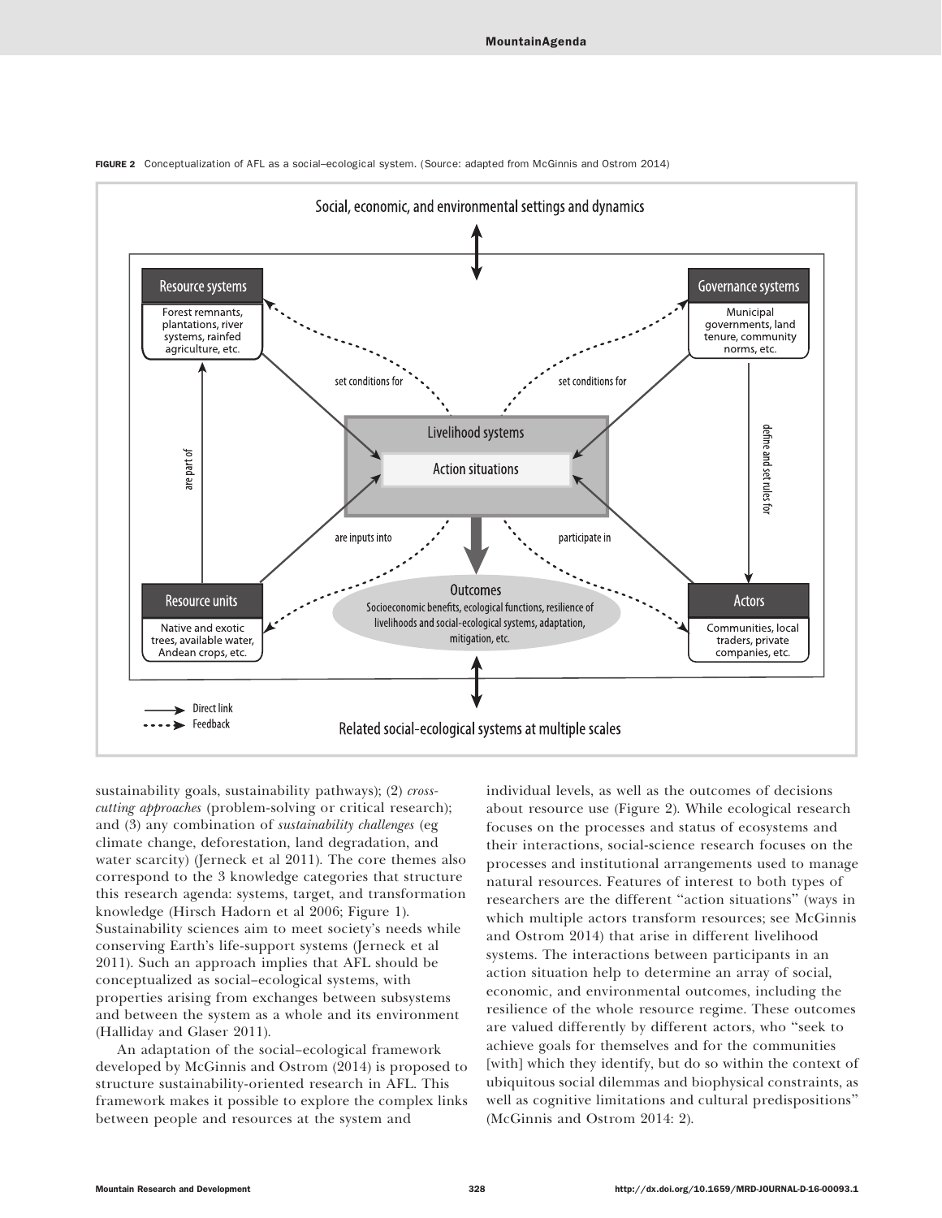FIGURE 2 Conceptualization of AFL as a social–ecological system. (Source: adapted from McGinnis and Ostrom 2014)

sustainability goals, sustainability pathways); (2) *cross-cutting approaches* (problem-solving or critical research); and (3) any combination of *sustainability challenges* (eg climate change, deforestation, land degradation, and water scarcity) (Jerneck et al 2011). The core themes also correspond to the 3 knowledge categories that structure this research agenda: systems, target, and transformation knowledge (Hirsch Hadorn et al 2006; Figure 1). Sustainability sciences aim to meet society's needs while conserving Earth's life-support systems (Jerneck et al 2011). Such an approach implies that AFL should be conceptualized as social–ecological systems, with properties arising from exchanges between subsystems and between the system as a whole and its environment (Halliday and Glaser 2011).

An adaptation of the social–ecological framework developed by McGinnis and Ostrom (2014) is proposed to structure sustainability-oriented research in AFL. This framework makes it possible to explore the complex links between people and resources at the system and individual levels, as well as the outcomes of decisions about resource use (Figure 2). While ecological research focuses on the processes and status of ecosystems and their interactions, social-science research focuses on the processes and institutional arrangements used to manage natural resources. Features of interest to both types of researchers are the different "action situations" (ways in which multiple actors transform resources; see McGinnis and Ostrom 2014) that arise in different livelihood systems. The interactions between participants in an action situation help to determine an array of social, economic, and environmental outcomes, including the resilience of the whole resource regime. These outcomes are valued differently by different actors, who "seek to achieve goals for themselves and for the communities [with] which they identify, but do so within the context of ubiquitous social dilemmas and biophysical constraints, as well as cognitive limitations and cultural predispositions" (McGinnis and Ostrom 2014: 2).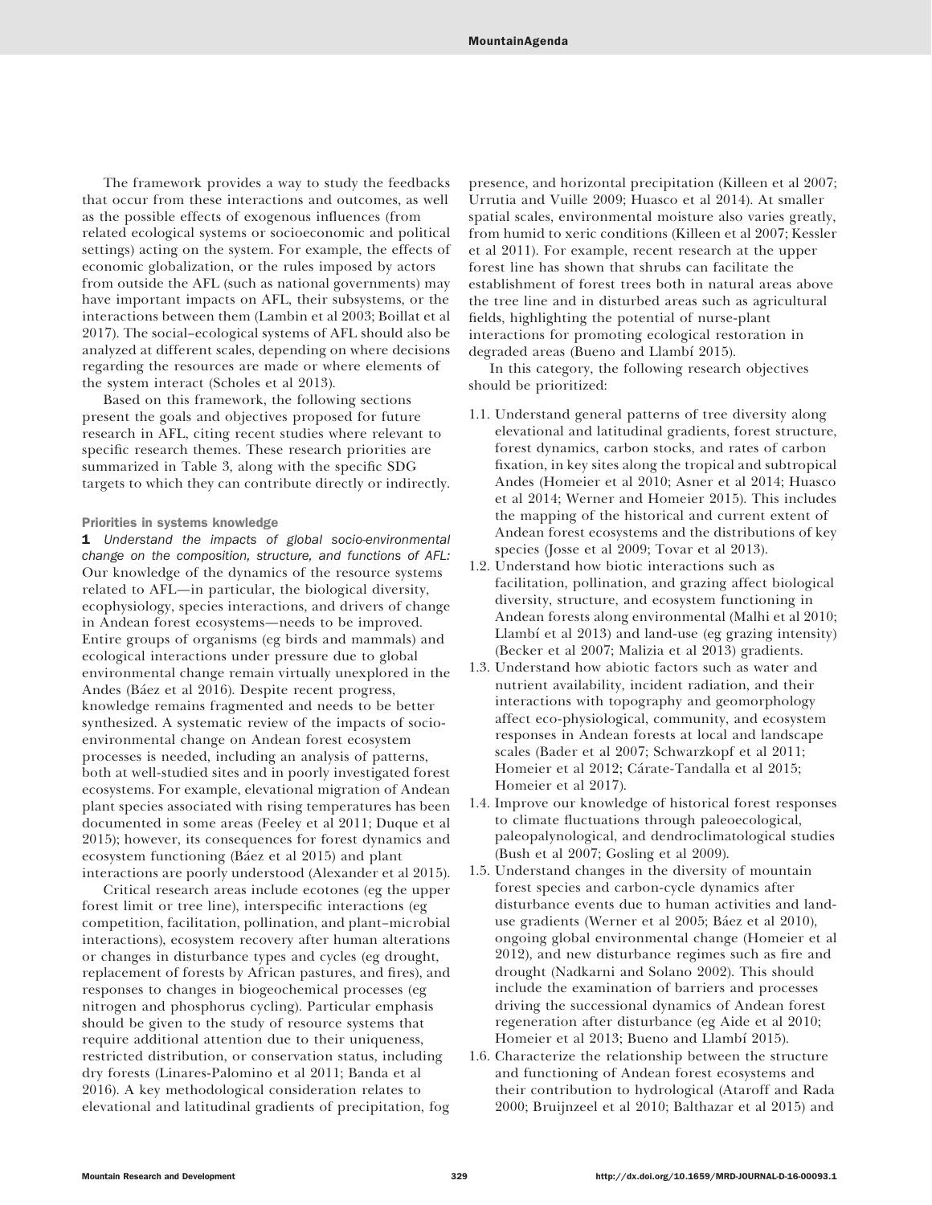The framework provides a way to study the feedbacks that occur from these interactions and outcomes, as well as the possible effects of exogenous influences (from related ecological systems or socioeconomic and political settings) acting on the system. For example, the effects of economic globalization, or the rules imposed by actors from outside the AFL (such as national governments) may have important impacts on AFL, their subsystems, or the interactions between them (Lambin et al 2003; Boillat et al 2017). The social–ecological systems of AFL should also be analyzed at different scales, depending on where decisions regarding the resources are made or where elements of the system interact (Scholes et al 2013).

Based on this framework, the following sections present the goals and objectives proposed for future research in AFL, citing recent studies where relevant to specific research themes. These research priorities are summarized in Table 3, along with the specific SDG targets to which they can contribute directly or indirectly.

### Priorities in systems knowledge

**1** *Understand the impacts of global socio-environmental change on the composition, structure, and functions of AFL:* Our knowledge of the dynamics of the resource systems related to AFL—in particular, the biological diversity, ecophysiology, species interactions, and drivers of change in Andean forest ecosystems—needs to be improved. Entire groups of organisms (eg birds and mammals) and ecological interactions under pressure due to global environmental change remain virtually unexplored in the Andes (Báez et al 2016). Despite recent progress, knowledge remains fragmented and needs to be better synthesized. A systematic review of the impacts of socio-environmental change on Andean forest ecosystem processes is needed, including an analysis of patterns, both at well-studied sites and in poorly investigated forest ecosystems. For example, elevational migration of Andean plant species associated with rising temperatures has been documented in some areas (Feeley et al 2011; Duque et al 2015); however, its consequences for forest dynamics and ecosystem functioning (Báez et al 2015) and plant interactions are poorly understood (Alexander et al 2015).

Critical research areas include ecotones (eg the upper forest limit or tree line), interspecific interactions (eg competition, facilitation, pollination, and plant–microbial interactions), ecosystem recovery after human alterations or changes in disturbance types and cycles (eg drought, replacement of forests by African pastures, and fires), and responses to changes in biogeochemical processes (eg nitrogen and phosphorus cycling). Particular emphasis should be given to the study of resource systems that require additional attention due to their uniqueness, restricted distribution, or conservation status, including dry forests (Linares-Palomino et al 2011; Banda et al 2016). A key methodological consideration relates to elevational and latitudinal gradients of precipitation, fog presence, and horizontal precipitation (Killeen et al 2007; Urrutia and Vuille 2009; Huasco et al 2014). At smaller spatial scales, environmental moisture also varies greatly, from humid to xeric conditions (Killeen et al 2007; Kessler et al 2011). For example, recent research at the upper forest line has shown that shrubs can facilitate the establishment of forest trees both in natural areas above the tree line and in disturbed areas such as agricultural fields, highlighting the potential of nurse-plant interactions for promoting ecological restoration in degraded areas (Bueno and Llambí 2015).

In this category, the following research objectives should be prioritized:

1.1. Understand general patterns of tree diversity along elevational and latitudinal gradients, forest structure, forest dynamics, carbon stocks, and rates of carbon fixation, in key sites along the tropical and subtropical Andes (Homeier et al 2010; Asner et al 2014; Huasco et al 2014; Werner and Homeier 2015). This includes the mapping of the historical and current extent of Andean forest ecosystems and the distributions of key species (Josse et al 2009; Tovar et al 2013).

1.2. Understand how biotic interactions such as facilitation, pollination, and grazing affect biological diversity, structure, and ecosystem functioning in Andean forests along environmental (Malhi et al 2010; Llambí et al 2013) and land-use (eg grazing intensity) (Becker et al 2007; Malizia et al 2013) gradients.

1.3. Understand how abiotic factors such as water and nutrient availability, incident radiation, and their interactions with topography and geomorphology affect eco-physiological, community, and ecosystem responses in Andean forests at local and landscape scales (Bader et al 2007; Schwarzkopf et al 2011; Homeier et al 2012; Cárate-Tandalla et al 2015; Homeier et al 2017).

1.4. Improve our knowledge of historical forest responses to climate fluctuations through paleoecological, paleopalynological, and dendroclimatological studies (Bush et al 2007; Gosling et al 2009).

1.5. Understand changes in the diversity of mountain forest species and carbon-cycle dynamics after disturbance events due to human activities and land-use gradients (Werner et al 2005; Báez et al 2010), ongoing global environmental change (Homeier et al 2012), and new disturbance regimes such as fire and drought (Nadkarni and Solano 2002). This should include the examination of barriers and processes driving the successional dynamics of Andean forest regeneration after disturbance (eg Aide et al 2010; Homeier et al 2013; Bueno and Llambí 2015).

1.6. Characterize the relationship between the structure and functioning of Andean forest ecosystems and their contribution to hydrological (Ataroff and Rada 2000; Bruijnzeel et al 2010; Balthazar et al 2015) and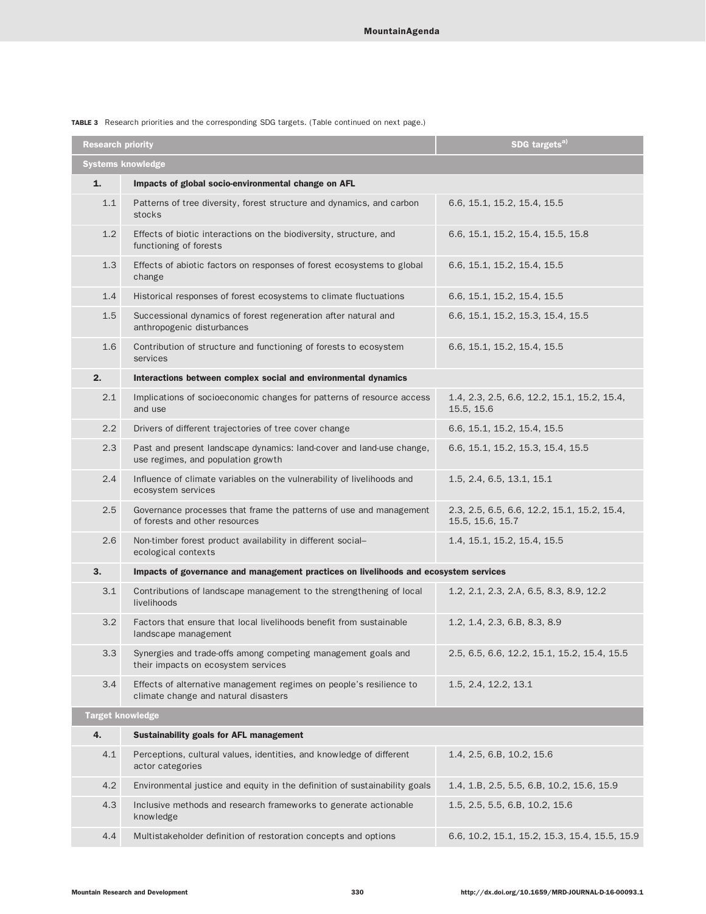**TABLE 3** Research priorities and the corresponding SDG targets. (Table continued on next page.)

| Research priority | | SDG targets[a)] |
|---|---|---|
| **Systems knowledge** | | |
| **1.** | **Impacts of global socio-environmental change on AFL** | |
| 1.1 | Patterns of tree diversity, forest structure and dynamics, and carbon stocks | 6.6, 15.1, 15.2, 15.4, 15.5 |
| 1.2 | Effects of biotic interactions on the biodiversity, structure, and functioning of forests | 6.6, 15.1, 15.2, 15.4, 15.5, 15.8 |
| 1.3 | Effects of abiotic factors on responses of forest ecosystems to global change | 6.6, 15.1, 15.2, 15.4, 15.5 |
| 1.4 | Historical responses of forest ecosystems to climate fluctuations | 6.6, 15.1, 15.2, 15.4, 15.5 |
| 1.5 | Successional dynamics of forest regeneration after natural and anthropogenic disturbances | 6.6, 15.1, 15.2, 15.3, 15.4, 15.5 |
| 1.6 | Contribution of structure and functioning of forests to ecosystem services | 6.6, 15.1, 15.2, 15.4, 15.5 |
| **2.** | **Interactions between complex social and environmental dynamics** | |
| 2.1 | Implications of socioeconomic changes for patterns of resource access and use | 1.4, 2.3, 2.5, 6.6, 12.2, 15.1, 15.2, 15.4, 15.5, 15.6 |
| 2.2 | Drivers of different trajectories of tree cover change | 6.6, 15.1, 15.2, 15.4, 15.5 |
| 2.3 | Past and present landscape dynamics: land-cover and land-use change, use regimes, and population growth | 6.6, 15.1, 15.2, 15.3, 15.4, 15.5 |
| 2.4 | Influence of climate variables on the vulnerability of livelihoods and ecosystem services | 1.5, 2.4, 6.5, 13.1, 15.1 |
| 2.5 | Governance processes that frame the patterns of use and management of forests and other resources | 2.3, 2.5, 6.5, 6.6, 12.2, 15.1, 15.2, 15.4, 15.5, 15.6, 15.7 |
| 2.6 | Non-timber forest product availability in different social–ecological contexts | 1.4, 15.1, 15.2, 15.4, 15.5 |
| **3.** | **Impacts of governance and management practices on livelihoods and ecosystem services** | |
| 3.1 | Contributions of landscape management to the strengthening of local livelihoods | 1.2, 2.1, 2.3, 2.A, 6.5, 8.3, 8.9, 12.2 |
| 3.2 | Factors that ensure that local livelihoods benefit from sustainable landscape management | 1.2, 1.4, 2.3, 6.B, 8.3, 8.9 |
| 3.3 | Synergies and trade-offs among competing management goals and their impacts on ecosystem services | 2.5, 6.5, 6.6, 12.2, 15.1, 15.2, 15.4, 15.5 |
| 3.4 | Effects of alternative management regimes on people's resilience to climate change and natural disasters | 1.5, 2.4, 12.2, 13.1 |
| **Target knowledge** | | |
| **4.** | **Sustainability goals for AFL management** | |
| 4.1 | Perceptions, cultural values, identities, and knowledge of different actor categories | 1.4, 2.5, 6.B, 10.2, 15.6 |
| 4.2 | Environmental justice and equity in the definition of sustainability goals | 1.4, 1.B, 2.5, 5.5, 6.B, 10.2, 15.6, 15.9 |
| 4.3 | Inclusive methods and research frameworks to generate actionable knowledge | 1.5, 2.5, 5.5, 6.B, 10.2, 15.6 |
| 4.4 | Multistakeholder definition of restoration concepts and options | 6.6, 10.2, 15.1, 15.2, 15.3, 15.4, 15.5, 15.9 |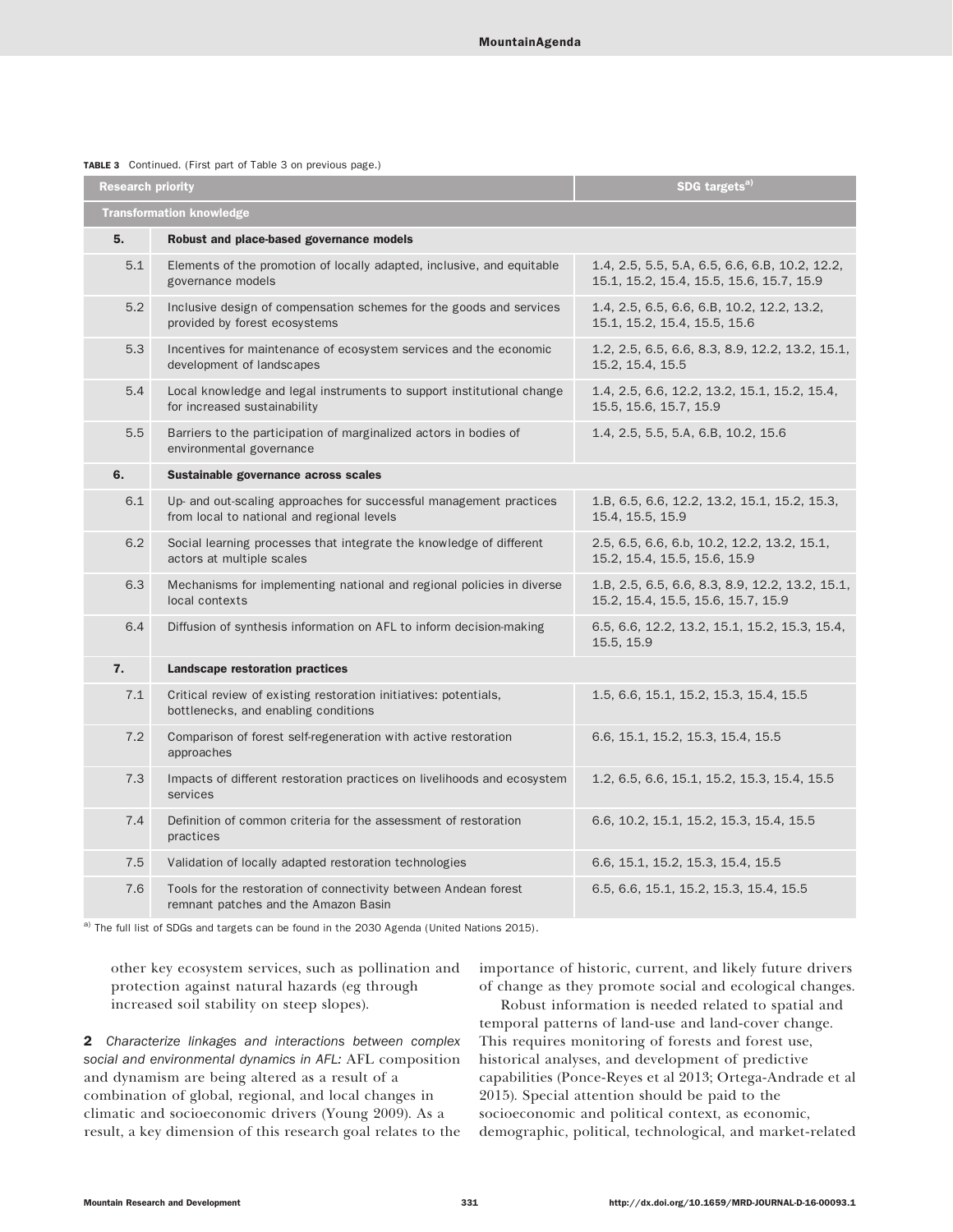**TABLE 3** Continued. (First part of Table 3 on previous page.)

| Research priority | | SDG targets[a)] |
|---|---|---|
| **Transformation knowledge** | | |
| **5.** | **Robust and place-based governance models** | |
| 5.1 | Elements of the promotion of locally adapted, inclusive, and equitable governance models | 1.4, 2.5, 5.5, 5.A, 6.5, 6.6, 6.B, 10.2, 12.2, 15.1, 15.2, 15.4, 15.5, 15.6, 15.7, 15.9 |
| 5.2 | Inclusive design of compensation schemes for the goods and services provided by forest ecosystems | 1.4, 2.5, 6.5, 6.6, 6.B, 10.2, 12.2, 13.2, 15.1, 15.2, 15.4, 15.5, 15.6 |
| 5.3 | Incentives for maintenance of ecosystem services and the economic development of landscapes | 1.2, 2.5, 6.5, 6.6, 8.3, 8.9, 12.2, 13.2, 15.1, 15.2, 15.4, 15.5 |
| 5.4 | Local knowledge and legal instruments to support institutional change for increased sustainability | 1.4, 2.5, 6.6, 12.2, 13.2, 15.1, 15.2, 15.4, 15.5, 15.6, 15.7, 15.9 |
| 5.5 | Barriers to the participation of marginalized actors in bodies of environmental governance | 1.4, 2.5, 5.5, 5.A, 6.B, 10.2, 15.6 |
| **6.** | **Sustainable governance across scales** | |
| 6.1 | Up- and out-scaling approaches for successful management practices from local to national and regional levels | 1.B, 6.5, 6.6, 12.2, 13.2, 15.1, 15.2, 15.3, 15.4, 15.5, 15.9 |
| 6.2 | Social learning processes that integrate the knowledge of different actors at multiple scales | 2.5, 6.5, 6.6, 6.b, 10.2, 12.2, 13.2, 15.1, 15.2, 15.4, 15.5, 15.6, 15.9 |
| 6.3 | Mechanisms for implementing national and regional policies in diverse local contexts | 1.B, 2.5, 6.5, 6.6, 8.3, 8.9, 12.2, 13.2, 15.1, 15.2, 15.4, 15.5, 15.6, 15.7, 15.9 |
| 6.4 | Diffusion of synthesis information on AFL to inform decision-making | 6.5, 6.6, 12.2, 13.2, 15.1, 15.2, 15.3, 15.4, 15.5, 15.9 |
| **7.** | **Landscape restoration practices** | |
| 7.1 | Critical review of existing restoration initiatives: potentials, bottlenecks, and enabling conditions | 1.5, 6.6, 15.1, 15.2, 15.3, 15.4, 15.5 |
| 7.2 | Comparison of forest self-regeneration with active restoration approaches | 6.6, 15.1, 15.2, 15.3, 15.4, 15.5 |
| 7.3 | Impacts of different restoration practices on livelihoods and ecosystem services | 1.2, 6.5, 6.6, 15.1, 15.2, 15.3, 15.4, 15.5 |
| 7.4 | Definition of common criteria for the assessment of restoration practices | 6.6, 10.2, 15.1, 15.2, 15.3, 15.4, 15.5 |
| 7.5 | Validation of locally adapted restoration technologies | 6.6, 15.1, 15.2, 15.3, 15.4, 15.5 |
| 7.6 | Tools for the restoration of connectivity between Andean forest remnant patches and the Amazon Basin | 6.5, 6.6, 15.1, 15.2, 15.3, 15.4, 15.5 |

[a)] The full list of SDGs and targets can be found in the 2030 Agenda (United Nations 2015).

other key ecosystem services, such as pollination and protection against natural hazards (eg through increased soil stability on steep slopes).

**2** *Characterize linkages and interactions between complex social and environmental dynamics in AFL:* AFL composition and dynamism are being altered as a result of a combination of global, regional, and local changes in climatic and socioeconomic drivers (Young 2009). As a result, a key dimension of this research goal relates to the importance of historic, current, and likely future drivers of change as they promote social and ecological changes.

Robust information is needed related to spatial and temporal patterns of land-use and land-cover change. This requires monitoring of forests and forest use, historical analyses, and development of predictive capabilities (Ponce-Reyes et al 2013; Ortega-Andrade et al 2015). Special attention should be paid to the socioeconomic and political context, as economic, demographic, political, technological, and market-related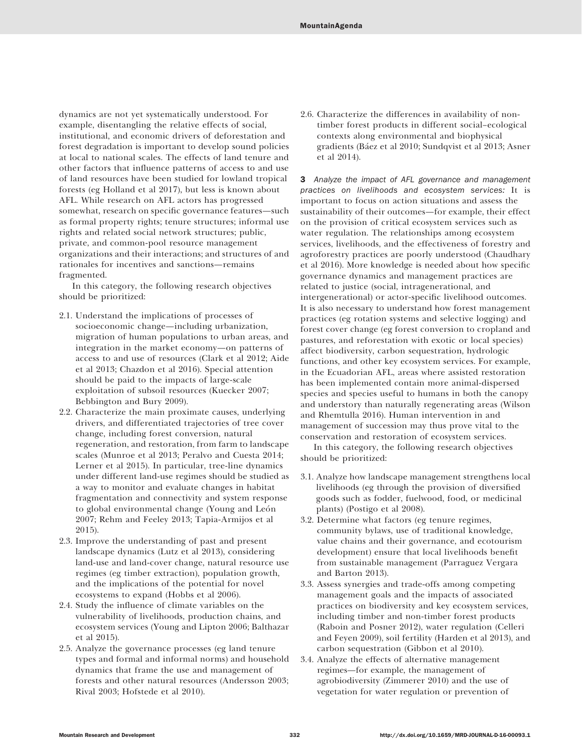dynamics are not yet systematically understood. For example, disentangling the relative effects of social, institutional, and economic drivers of deforestation and forest degradation is important to develop sound policies at local to national scales. The effects of land tenure and other factors that influence patterns of access to and use of land resources have been studied for lowland tropical forests (eg Holland et al 2017), but less is known about AFL. While research on AFL actors has progressed somewhat, research on specific governance features—such as formal property rights; tenure structures; informal use rights and related social network structures; public, private, and common-pool resource management organizations and their interactions; and structures of and rationales for incentives and sanctions—remains fragmented.

In this category, the following research objectives should be prioritized:

- 2.1. Understand the implications of processes of socioeconomic change—including urbanization, migration of human populations to urban areas, and integration in the market economy—on patterns of access to and use of resources (Clark et al 2012; Aide et al 2013; Chazdon et al 2016). Special attention should be paid to the impacts of large-scale exploitation of subsoil resources (Kuecker 2007; Bebbington and Bury 2009).
- 2.2. Characterize the main proximate causes, underlying drivers, and differentiated trajectories of tree cover change, including forest conversion, natural regeneration, and restoration, from farm to landscape scales (Munroe et al 2013; Peralvo and Cuesta 2014; Lerner et al 2015). In particular, tree-line dynamics under different land-use regimes should be studied as a way to monitor and evaluate changes in habitat fragmentation and connectivity and system response to global environmental change (Young and León 2007; Rehm and Feeley 2013; Tapia-Armijos et al 2015).
- 2.3. Improve the understanding of past and present landscape dynamics (Lutz et al 2013), considering land-use and land-cover change, natural resource use regimes (eg timber extraction), population growth, and the implications of the potential for novel ecosystems to expand (Hobbs et al 2006).
- 2.4. Study the influence of climate variables on the vulnerability of livelihoods, production chains, and ecosystem services (Young and Lipton 2006; Balthazar et al 2015).
- 2.5. Analyze the governance processes (eg land tenure types and formal and informal norms) and household dynamics that frame the use and management of forests and other natural resources (Andersson 2003; Rival 2003; Hofstede et al 2010).
- 2.6. Characterize the differences in availability of non-timber forest products in different social–ecological contexts along environmental and biophysical gradients (Báez et al 2010; Sundqvist et al 2013; Asner et al 2014).

**3** *Analyze the impact of AFL governance and management practices on livelihoods and ecosystem services:* It is important to focus on action situations and assess the sustainability of their outcomes—for example, their effect on the provision of critical ecosystem services such as water regulation. The relationships among ecosystem services, livelihoods, and the effectiveness of forestry and agroforestry practices are poorly understood (Chaudhary et al 2016). More knowledge is needed about how specific governance dynamics and management practices are related to justice (social, intragenerational, and intergenerational) or actor-specific livelihood outcomes. It is also necessary to understand how forest management practices (eg rotation systems and selective logging) and forest cover change (eg forest conversion to cropland and pastures, and reforestation with exotic or local species) affect biodiversity, carbon sequestration, hydrologic functions, and other key ecosystem services. For example, in the Ecuadorian AFL, areas where assisted restoration has been implemented contain more animal-dispersed species and species useful to humans in both the canopy and understory than naturally regenerating areas (Wilson and Rhemtulla 2016). Human intervention in and management of succession may thus prove vital to the conservation and restoration of ecosystem services.

In this category, the following research objectives should be prioritized:

- 3.1. Analyze how landscape management strengthens local livelihoods (eg through the provision of diversified goods such as fodder, fuelwood, food, or medicinal plants) (Postigo et al 2008).
- 3.2. Determine what factors (eg tenure regimes, community bylaws, use of traditional knowledge, value chains and their governance, and ecotourism development) ensure that local livelihoods benefit from sustainable management (Parraguez Vergara and Barton 2013).
- 3.3. Assess synergies and trade-offs among competing management goals and the impacts of associated practices on biodiversity and key ecosystem services, including timber and non-timber forest products (Raboin and Posner 2012), water regulation (Celleri and Feyen 2009), soil fertility (Harden et al 2013), and carbon sequestration (Gibbon et al 2010).
- 3.4. Analyze the effects of alternative management regimes—for example, the management of agrobiodiversity (Zimmerer 2010) and the use of vegetation for water regulation or prevention of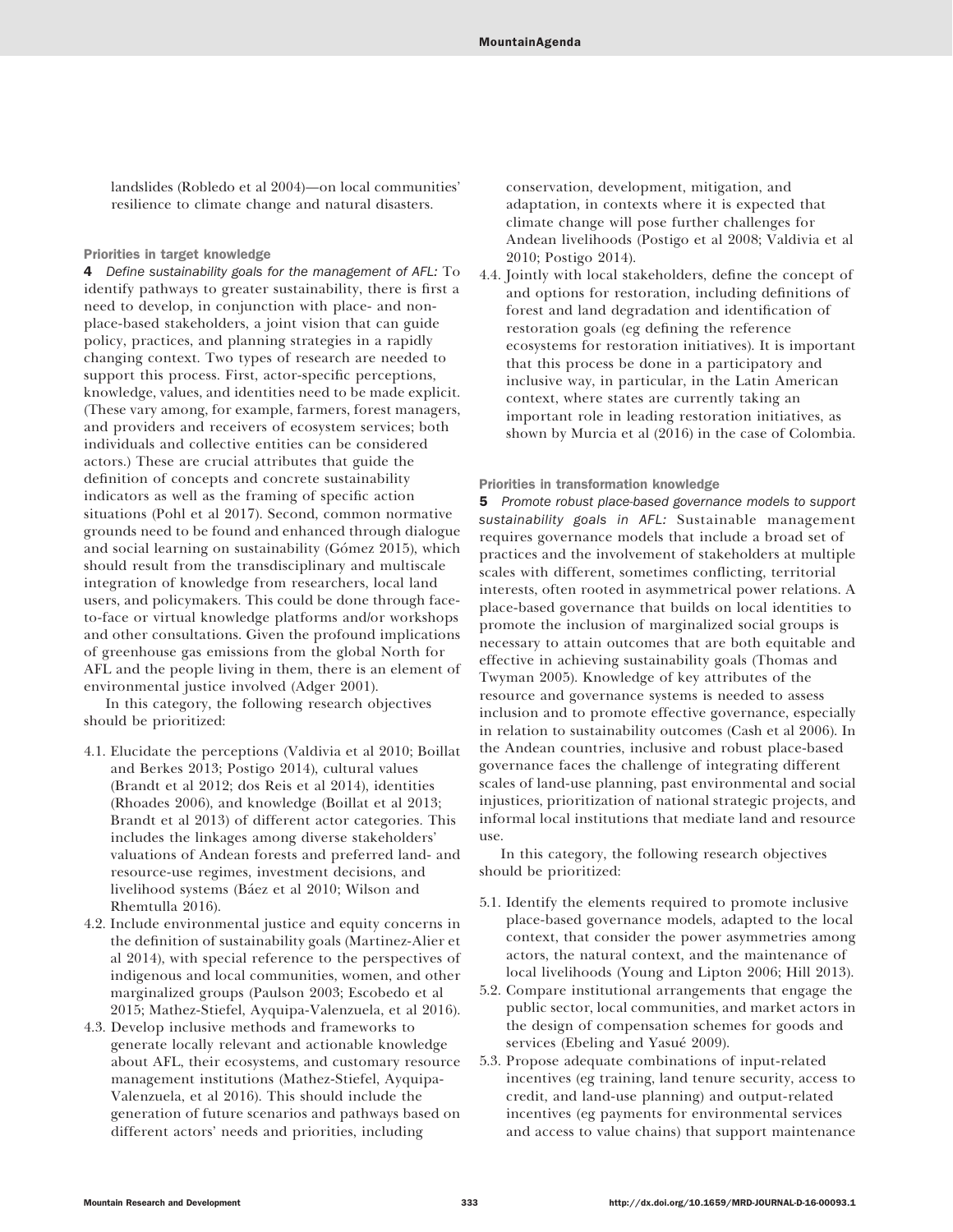landslides (Robledo et al 2004)—on local communities' resilience to climate change and natural disasters.

### Priorities in target knowledge

**4** *Define sustainability goals for the management of AFL:* To identify pathways to greater sustainability, there is first a need to develop, in conjunction with place- and non-place-based stakeholders, a joint vision that can guide policy, practices, and planning strategies in a rapidly changing context. Two types of research are needed to support this process. First, actor-specific perceptions, knowledge, values, and identities need to be made explicit. (These vary among, for example, farmers, forest managers, and providers and receivers of ecosystem services; both individuals and collective entities can be considered actors.) These are crucial attributes that guide the definition of concepts and concrete sustainability indicators as well as the framing of specific action situations (Pohl et al 2017). Second, common normative grounds need to be found and enhanced through dialogue and social learning on sustainability (Gómez 2015), which should result from the transdisciplinary and multiscale integration of knowledge from researchers, local land users, and policymakers. This could be done through face-to-face or virtual knowledge platforms and/or workshops and other consultations. Given the profound implications of greenhouse gas emissions from the global North for AFL and the people living in them, there is an element of environmental justice involved (Adger 2001).

In this category, the following research objectives should be prioritized:

4.1. Elucidate the perceptions (Valdivia et al 2010; Boillat and Berkes 2013; Postigo 2014), cultural values (Brandt et al 2012; dos Reis et al 2014), identities (Rhoades 2006), and knowledge (Boillat et al 2013; Brandt et al 2013) of different actor categories. This includes the linkages among diverse stakeholders' valuations of Andean forests and preferred land- and resource-use regimes, investment decisions, and livelihood systems (Báez et al 2010; Wilson and Rhemtulla 2016).

4.2. Include environmental justice and equity concerns in the definition of sustainability goals (Martinez-Alier et al 2014), with special reference to the perspectives of indigenous and local communities, women, and other marginalized groups (Paulson 2003; Escobedo et al 2015; Mathez-Stiefel, Ayquipa-Valenzuela, et al 2016).

4.3. Develop inclusive methods and frameworks to generate locally relevant and actionable knowledge about AFL, their ecosystems, and customary resource management institutions (Mathez-Stiefel, Ayquipa-Valenzuela, et al 2016). This should include the generation of future scenarios and pathways based on different actors' needs and priorities, including conservation, development, mitigation, and adaptation, in contexts where it is expected that climate change will pose further challenges for Andean livelihoods (Postigo et al 2008; Valdivia et al 2010; Postigo 2014).

4.4. Jointly with local stakeholders, define the concept of and options for restoration, including definitions of forest and land degradation and identification of restoration goals (eg defining the reference ecosystems for restoration initiatives). It is important that this process be done in a participatory and inclusive way, in particular, in the Latin American context, where states are currently taking an important role in leading restoration initiatives, as shown by Murcia et al (2016) in the case of Colombia.

### Priorities in transformation knowledge

**5** *Promote robust place-based governance models to support sustainability goals in AFL:* Sustainable management requires governance models that include a broad set of practices and the involvement of stakeholders at multiple scales with different, sometimes conflicting, territorial interests, often rooted in asymmetrical power relations. A place-based governance that builds on local identities to promote the inclusion of marginalized social groups is necessary to attain outcomes that are both equitable and effective in achieving sustainability goals (Thomas and Twyman 2005). Knowledge of key attributes of the resource and governance systems is needed to assess inclusion and to promote effective governance, especially in relation to sustainability outcomes (Cash et al 2006). In the Andean countries, inclusive and robust place-based governance faces the challenge of integrating different scales of land-use planning, past environmental and social injustices, prioritization of national strategic projects, and informal local institutions that mediate land and resource use.

In this category, the following research objectives should be prioritized:

5.1. Identify the elements required to promote inclusive place-based governance models, adapted to the local context, that consider the power asymmetries among actors, the natural context, and the maintenance of local livelihoods (Young and Lipton 2006; Hill 2013).

5.2. Compare institutional arrangements that engage the public sector, local communities, and market actors in the design of compensation schemes for goods and services (Ebeling and Yasué 2009).

5.3. Propose adequate combinations of input-related incentives (eg training, land tenure security, access to credit, and land-use planning) and output-related incentives (eg payments for environmental services and access to value chains) that support maintenance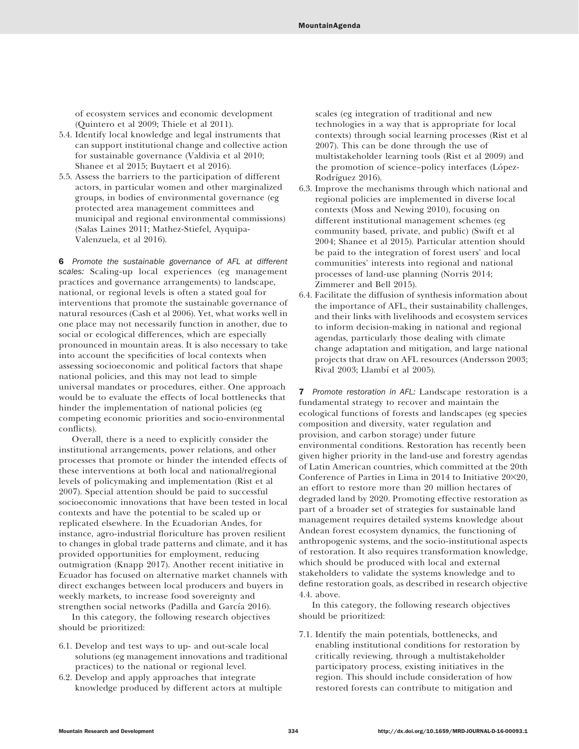of ecosystem services and economic development (Quintero et al 2009; Thiele et al 2011).

5.4. Identify local knowledge and legal instruments that can support institutional change and collective action for sustainable governance (Valdivia et al 2010; Shanee et al 2015; Buytaert et al 2016).

5.5. Assess the barriers to the participation of different actors, in particular women and other marginalized groups, in bodies of environmental governance (eg protected area management committees and municipal and regional environmental commissions) (Salas Laines 2011; Mathez-Stiefel, Ayquipa-Valenzuela, et al 2016).

**6** *Promote the sustainable governance of AFL at different scales:* Scaling-up local experiences (eg management practices and governance arrangements) to landscape, national, or regional levels is often a stated goal for interventions that promote the sustainable governance of natural resources (Cash et al 2006). Yet, what works well in one place may not necessarily function in another, due to social or ecological differences, which are especially pronounced in mountain areas. It is also necessary to take into account the specificities of local contexts when assessing socioeconomic and political factors that shape national policies, and this may not lead to simple universal mandates or procedures, either. One approach would be to evaluate the effects of local bottlenecks that hinder the implementation of national policies (eg competing economic priorities and socio-environmental conflicts).

Overall, there is a need to explicitly consider the institutional arrangements, power relations, and other processes that promote or hinder the intended effects of these interventions at both local and national/regional levels of policymaking and implementation (Rist et al 2007). Special attention should be paid to successful socioeconomic innovations that have been tested in local contexts and have the potential to be scaled up or replicated elsewhere. In the Ecuadorian Andes, for instance, agro-industrial floriculture has proven resilient to changes in global trade patterns and climate, and it has provided opportunities for employment, reducing outmigration (Knapp 2017). Another recent initiative in Ecuador has focused on alternative market channels with direct exchanges between local producers and buyers in weekly markets, to increase food sovereignty and strengthen social networks (Padilla and García 2016).

In this category, the following research objectives should be prioritized:

6.1. Develop and test ways to up- and out-scale local solutions (eg management innovations and traditional practices) to the national or regional level.

6.2. Develop and apply approaches that integrate knowledge produced by different actors at multiple scales (eg integration of traditional and new technologies in a way that is appropriate for local contexts) through social learning processes (Rist et al 2007). This can be done through the use of multistakeholder learning tools (Rist et al 2009) and the promotion of science–policy interfaces (López-Rodríguez 2016).

6.3. Improve the mechanisms through which national and regional policies are implemented in diverse local contexts (Moss and Newing 2010), focusing on different institutional management schemes (eg community based, private, and public) (Swift et al 2004; Shanee et al 2015). Particular attention should be paid to the integration of forest users' and local communities' interests into regional and national processes of land-use planning (Norris 2014; Zimmerer and Bell 2015).

6.4. Facilitate the diffusion of synthesis information about the importance of AFL, their sustainability challenges, and their links with livelihoods and ecosystem services to inform decision-making in national and regional agendas, particularly those dealing with climate change adaptation and mitigation, and large national projects that draw on AFL resources (Andersson 2003; Rival 2003; Llambí et al 2005).

**7** *Promote restoration in AFL:* Landscape restoration is a fundamental strategy to recover and maintain the ecological functions of forests and landscapes (eg species composition and diversity, water regulation and provision, and carbon storage) under future environmental conditions. Restoration has recently been given higher priority in the land-use and forestry agendas of Latin American countries, which committed at the 20th Conference of Parties in Lima in 2014 to Initiative 20×20, an effort to restore more than 20 million hectares of degraded land by 2020. Promoting effective restoration as part of a broader set of strategies for sustainable land management requires detailed systems knowledge about Andean forest ecosystem dynamics, the functioning of anthropogenic systems, and the socio-institutional aspects of restoration. It also requires transformation knowledge, which should be produced with local and external stakeholders to validate the systems knowledge and to define restoration goals, as described in research objective 4.4. above.

In this category, the following research objectives should be prioritized:

7.1. Identify the main potentials, bottlenecks, and enabling institutional conditions for restoration by critically reviewing, through a multistakeholder participatory process, existing initiatives in the region. This should include consideration of how restored forests can contribute to mitigation and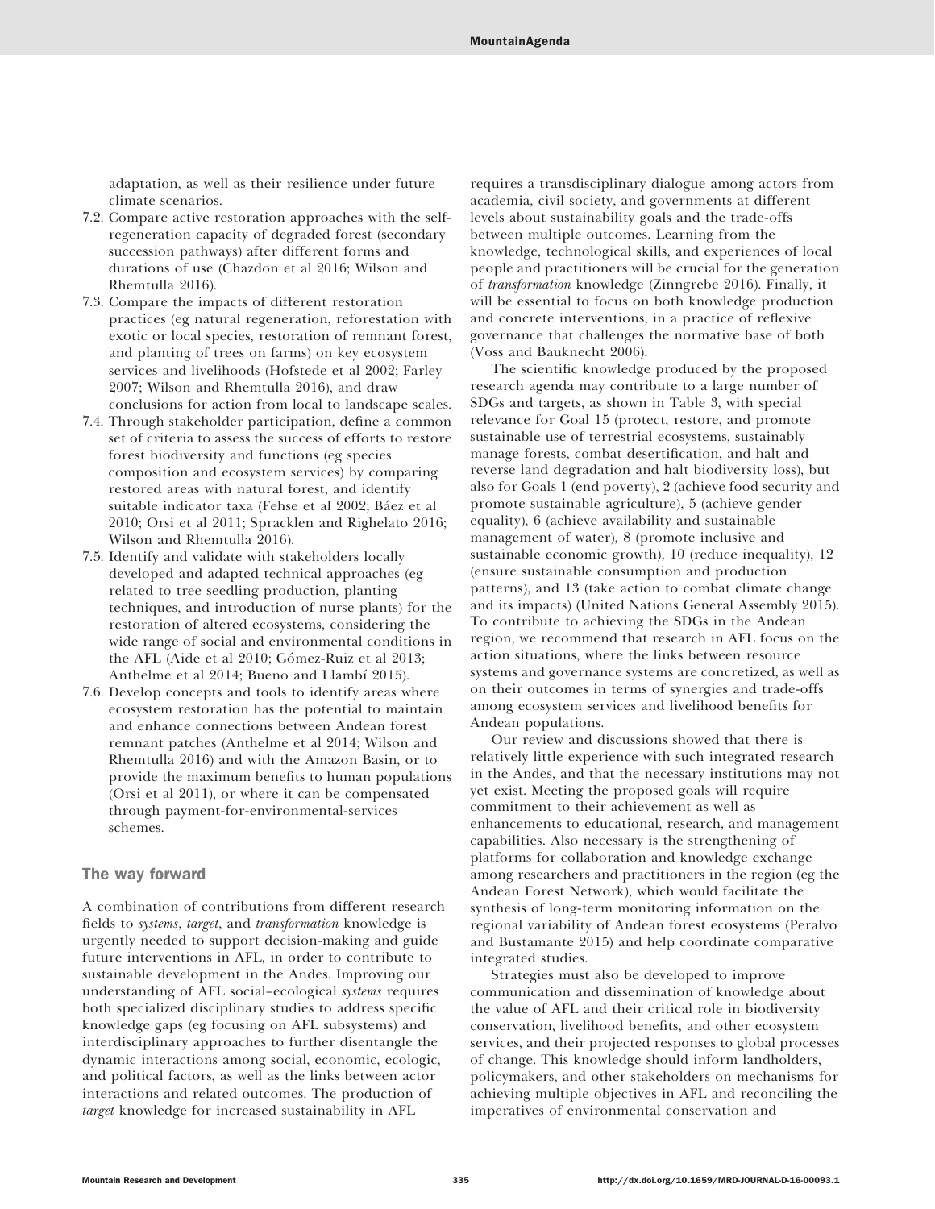adaptation, as well as their resilience under future climate scenarios.

7.2. Compare active restoration approaches with the self-regeneration capacity of degraded forest (secondary succession pathways) after different forms and durations of use (Chazdon et al 2016; Wilson and Rhemtulla 2016).
7.3. Compare the impacts of different restoration practices (eg natural regeneration, reforestation with exotic or local species, restoration of remnant forest, and planting of trees on farms) on key ecosystem services and livelihoods (Hofstede et al 2002; Farley 2007; Wilson and Rhemtulla 2016), and draw conclusions for action from local to landscape scales.
7.4. Through stakeholder participation, define a common set of criteria to assess the success of efforts to restore forest biodiversity and functions (eg species composition and ecosystem services) by comparing restored areas with natural forest, and identify suitable indicator taxa (Fehse et al 2002; Báez et al 2010; Orsi et al 2011; Spracklen and Righelato 2016; Wilson and Rhemtulla 2016).
7.5. Identify and validate with stakeholders locally developed and adapted technical approaches (eg related to tree seedling production, planting techniques, and introduction of nurse plants) for the restoration of altered ecosystems, considering the wide range of social and environmental conditions in the AFL (Aide et al 2010; Gómez-Ruiz et al 2013; Anthelme et al 2014; Bueno and Llambí 2015).
7.6. Develop concepts and tools to identify areas where ecosystem restoration has the potential to maintain and enhance connections between Andean forest remnant patches (Anthelme et al 2014; Wilson and Rhemtulla 2016) and with the Amazon Basin, or to provide the maximum benefits to human populations (Orsi et al 2011), or where it can be compensated through payment-for-environmental-services schemes.

## The way forward

A combination of contributions from different research fields to *systems*, *target*, and *transformation* knowledge is urgently needed to support decision-making and guide future interventions in AFL, in order to contribute to sustainable development in the Andes. Improving our understanding of AFL social–ecological *systems* requires both specialized disciplinary studies to address specific knowledge gaps (eg focusing on AFL subsystems) and interdisciplinary approaches to further disentangle the dynamic interactions among social, economic, ecologic, and political factors, as well as the links between actor interactions and related outcomes. The production of *target* knowledge for increased sustainability in AFL requires a transdisciplinary dialogue among actors from academia, civil society, and governments at different levels about sustainability goals and the trade-offs between multiple outcomes. Learning from the knowledge, technological skills, and experiences of local people and practitioners will be crucial for the generation of *transformation* knowledge (Zinngrebe 2016). Finally, it will be essential to focus on both knowledge production and concrete interventions, in a practice of reflexive governance that challenges the normative base of both (Voss and Bauknecht 2006).

The scientific knowledge produced by the proposed research agenda may contribute to a large number of SDGs and targets, as shown in Table 3, with special relevance for Goal 15 (protect, restore, and promote sustainable use of terrestrial ecosystems, sustainably manage forests, combat desertification, and halt and reverse land degradation and halt biodiversity loss), but also for Goals 1 (end poverty), 2 (achieve food security and promote sustainable agriculture), 5 (achieve gender equality), 6 (achieve availability and sustainable management of water), 8 (promote inclusive and sustainable economic growth), 10 (reduce inequality), 12 (ensure sustainable consumption and production patterns), and 13 (take action to combat climate change and its impacts) (United Nations General Assembly 2015). To contribute to achieving the SDGs in the Andean region, we recommend that research in AFL focus on the action situations, where the links between resource systems and governance systems are concretized, as well as on their outcomes in terms of synergies and trade-offs among ecosystem services and livelihood benefits for Andean populations.

Our review and discussions showed that there is relatively little experience with such integrated research in the Andes, and that the necessary institutions may not yet exist. Meeting the proposed goals will require commitment to their achievement as well as enhancements to educational, research, and management capabilities. Also necessary is the strengthening of platforms for collaboration and knowledge exchange among researchers and practitioners in the region (eg the Andean Forest Network), which would facilitate the synthesis of long-term monitoring information on the regional variability of Andean forest ecosystems (Peralvo and Bustamante 2015) and help coordinate comparative integrated studies.

Strategies must also be developed to improve communication and dissemination of knowledge about the value of AFL and their critical role in biodiversity conservation, livelihood benefits, and other ecosystem services, and their projected responses to global processes of change. This knowledge should inform landholders, policymakers, and other stakeholders on mechanisms for achieving multiple objectives in AFL and reconciling the imperatives of environmental conservation and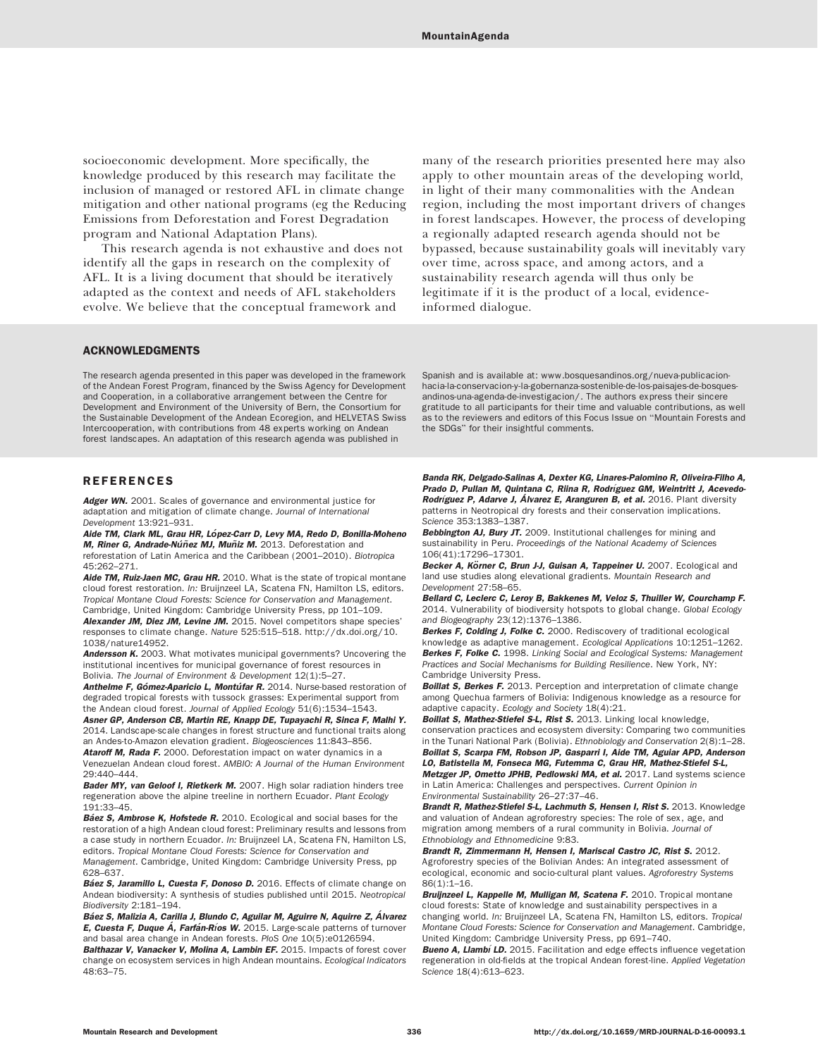socioeconomic development. More specifically, the knowledge produced by this research may facilitate the inclusion of managed or restored AFL in climate change mitigation and other national programs (eg the Reducing Emissions from Deforestation and Forest Degradation program and National Adaptation Plans).

This research agenda is not exhaustive and does not identify all the gaps in research on the complexity of AFL. It is a living document that should be iteratively adapted as the context and needs of AFL stakeholders evolve. We believe that the conceptual framework and many of the research priorities presented here may also apply to other mountain areas of the developing world, in light of their many commonalities with the Andean region, including the most important drivers of changes in forest landscapes. However, the process of developing a regionally adapted research agenda should not be bypassed, because sustainability goals will inevitably vary over time, across space, and among actors, and a sustainability research agenda will thus only be legitimate if it is the product of a local, evidence-informed dialogue.

## ACKNOWLEDGMENTS

The research agenda presented in this paper was developed in the framework of the Andean Forest Program, financed by the Swiss Agency for Development and Cooperation, in a collaborative arrangement between the Centre for Development and Environment of the University of Bern, the Consortium for the Sustainable Development of the Andean Ecoregion, and HELVETAS Swiss Intercooperation, with contributions from 48 experts working on Andean forest landscapes. An adaptation of this research agenda was published in Spanish and is available at: www.bosquesandinos.org/nueva-publicacion-hacia-la-conservacion-y-la-gobernanza-sostenible-de-los-paisajes-de-bosques-andinos-una-agenda-de-investigacion/. The authors express their sincere gratitude to all participants for their time and valuable contributions, as well as to the reviewers and editors of this Focus Issue on "Mountain Forests and the SDGs" for their insightful comments.

## REFERENCES

***Adger WN.*** 2001. Scales of governance and environmental justice for adaptation and mitigation of climate change. *Journal of International Development* 13:921–931.

***Aide TM, Clark ML, Grau HR, López-Carr D, Levy MA, Redo D, Bonilla-Moheno M, Riner G, Andrade-Núñez MJ, Muñiz M.*** 2013. Deforestation and reforestation of Latin America and the Caribbean (2001–2010). *Biotropica* 45:262–271.

***Aide TM, Ruiz-Jaen MC, Grau HR.*** 2010. What is the state of tropical montane cloud forest restoration. *In:* Bruijnzeel LA, Scatena FN, Hamilton LS, editors. *Tropical Montane Cloud Forests: Science for Conservation and Management*. Cambridge, United Kingdom: Cambridge University Press, pp 101–109.

***Alexander JM, Diez JM, Levine JM.*** 2015. Novel competitors shape species' responses to climate change. *Nature* 525:515–518. http://dx.doi.org/10.1038/nature14952.

***Andersson K.*** 2003. What motivates municipal governments? Uncovering the institutional incentives for municipal governance of forest resources in Bolivia. *The Journal of Environment & Development* 12(1):5–27.

***Anthelme F, Gómez-Aparicio L, Montúfar R.*** 2014. Nurse-based restoration of degraded tropical forests with tussock grasses: Experimental support from the Andean cloud forest. *Journal of Applied Ecology* 51(6):1534–1543.

***Asner GP, Anderson CB, Martin RE, Knapp DE, Tupayachi R, Sinca F, Malhi Y.*** 2014. Landscape-scale changes in forest structure and functional traits along an Andes-to-Amazon elevation gradient. *Biogeosciences* 11:843–856.

***Ataroff M, Rada F.*** 2000. Deforestation impact on water dynamics in a Venezuelan Andean cloud forest. *AMBIO: A Journal of the Human Environment* 29:440–444.

***Bader MY, van Geloof I, Rietkerk M.*** 2007. High solar radiation hinders tree regeneration above the alpine treeline in northern Ecuador. *Plant Ecology* 191:33–45.

***Báez S, Ambrose K, Hofstede R.*** 2010. Ecological and social bases for the restoration of a high Andean cloud forest: Preliminary results and lessons from a case study in northern Ecuador. *In:* Bruijnzeel LA, Scatena FN, Hamilton LS, editors. *Tropical Montane Cloud Forests: Science for Conservation and Management*. Cambridge, United Kingdom: Cambridge University Press, pp 628–637.

***Báez S, Jaramillo L, Cuesta F, Donoso D.*** 2016. Effects of climate change on Andean biodiversity: A synthesis of studies published until 2015. *Neotropical Biodiversity* 2:181–194.

***Báez S, Malizia A, Carilla J, Blundo C, Aguilar M, Aguirre N, Aquirre Z, Álvarez E, Cuesta F, Duque Á, Farfán-Ríos W.*** 2015. Large-scale patterns of turnover and basal area change in Andean forests. *PloS One* 10(5):e0126594.

***Balthazar V, Vanacker V, Molina A, Lambin EF.*** 2015. Impacts of forest cover change on ecosystem services in high Andean mountains. *Ecological Indicators* 48:63–75.

***Banda RK, Delgado-Salinas A, Dexter KG, Linares-Palomino R, Oliveira-Filho A, Prado D, Pullan M, Quintana C, Riina R, Rodríguez GM, Weintritt J, Acevedo-Rodríguez P, Adarve J, Álvarez E, Aranguren B, et al.*** 2016. Plant diversity patterns in Neotropical dry forests and their conservation implications. *Science* 353:1383–1387.

***Bebbington AJ, Bury JT.*** 2009. Institutional challenges for mining and sustainability in Peru. *Proceedings of the National Academy of Sciences* 106(41):17296–17301.

***Becker A, Körner C, Brun J-J, Guisan A, Tappeiner U.*** 2007. Ecological and land use studies along elevational gradients. *Mountain Research and Development* 27:58–65.

***Bellard C, Leclerc C, Leroy B, Bakkenes M, Veloz S, Thuiller W, Courchamp F.*** 2014. Vulnerability of biodiversity hotspots to global change. *Global Ecology and Biogeography* 23(12):1376–1386.

***Berkes F, Colding J, Folke C.*** 2000. Rediscovery of traditional ecological knowledge as adaptive management. *Ecological Applications* 10:1251–1262.

***Berkes F, Folke C.*** 1998. *Linking Social and Ecological Systems: Management Practices and Social Mechanisms for Building Resilience*. New York, NY: Cambridge University Press.

***Boillat S, Berkes F.*** 2013. Perception and interpretation of climate change among Quechua farmers of Bolivia: Indigenous knowledge as a resource for adaptive capacity. *Ecology and Society* 18(4):21.

***Boillat S, Mathez-Stiefel S-L, Rist S.*** 2013. Linking local knowledge, conservation practices and ecosystem diversity: Comparing two communities in the Tunari National Park (Bolivia). *Ethnobiology and Conservation* 2(8):1–28.

***Boillat S, Scarpa FM, Robson JP, Gasparri I, Aide TM, Aguiar APD, Anderson LO, Batistella M, Fonseca MG, Futemma C, Grau HR, Mathez-Stiefel S-L, Metzger JP, Ometto JPHB, Pedlowski MA, et al.*** 2017. Land systems science in Latin America: Challenges and perspectives. *Current Opinion in Environmental Sustainability* 26–27:37–46.

***Brandt R, Mathez-Stiefel S-L, Lachmuth S, Hensen I, Rist S.*** 2013. Knowledge and valuation of Andean agroforestry species: The role of sex, age, and migration among members of a rural community in Bolivia. *Journal of Ethnobiology and Ethnomedicine* 9:83.

***Brandt R, Zimmermann H, Hensen I, Mariscal Castro JC, Rist S.*** 2012. Agroforestry species of the Bolivian Andes: An integrated assessment of ecological, economic and socio-cultural plant values. *Agroforestry Systems* 86(1):1–16.

***Bruijnzeel L, Kappelle M, Mulligan M, Scatena F.*** 2010. Tropical montane cloud forests: State of knowledge and sustainability perspectives in a changing world. *In:* Bruijnzeel LA, Scatena FN, Hamilton LS, editors. *Tropical Montane Cloud Forests: Science for Conservation and Management*. Cambridge, United Kingdom: Cambridge University Press, pp 691–740.

***Bueno A, Llambí LD.*** 2015. Facilitation and edge effects influence vegetation regeneration in old-fields at the tropical Andean forest-line. *Applied Vegetation Science* 18(4):613–623.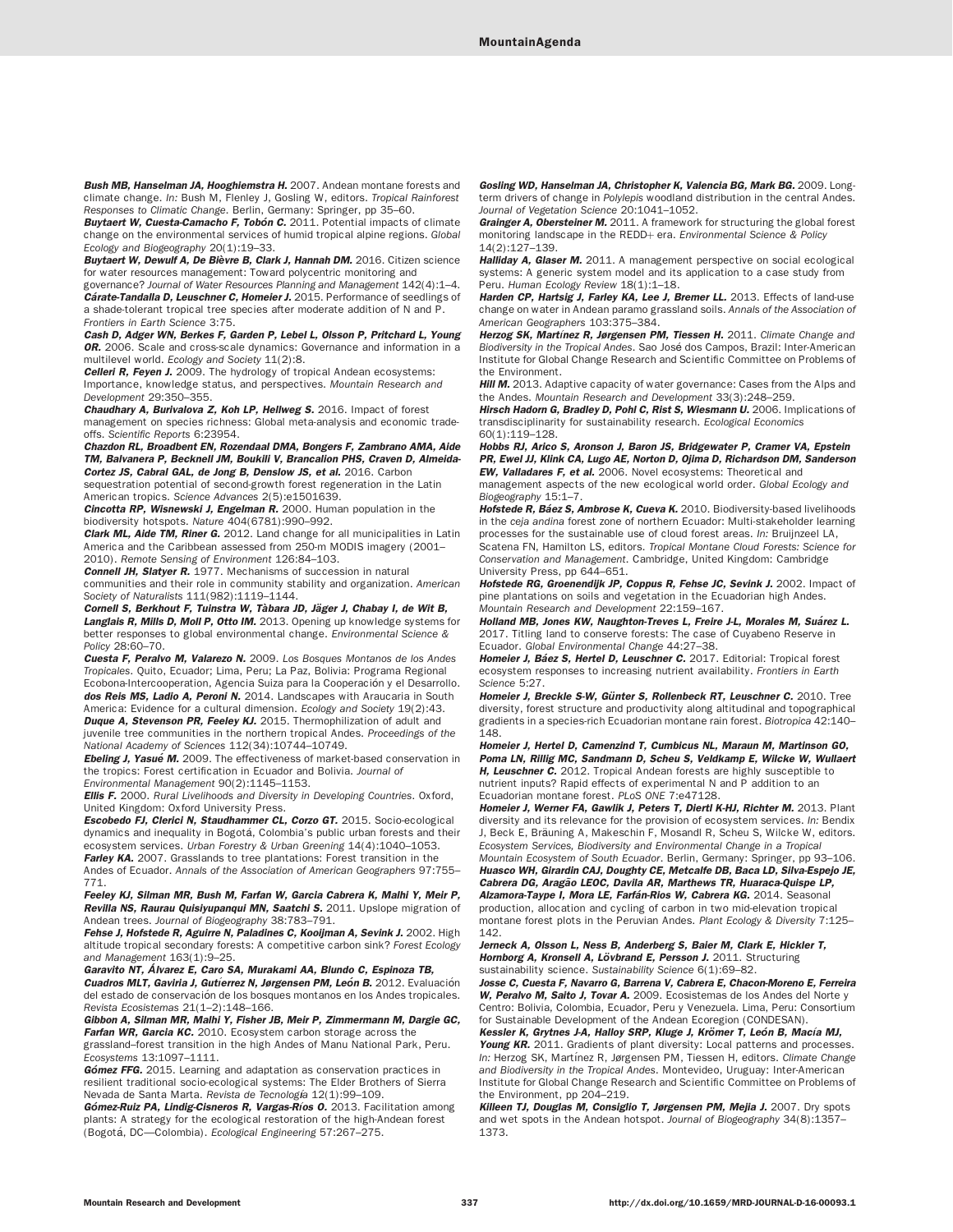**Bush MB, Hanselman JA, Hooghiemstra H.** 2007. Andean montane forests and climate change. *In:* Bush M, Flenley J, Gosling W, editors. *Tropical Rainforest Responses to Climatic Change*. Berlin, Germany: Springer, pp 35–60.

**Buytaert W, Cuesta-Camacho F, Tobón C.** 2011. Potential impacts of climate change on the environmental services of humid tropical alpine regions. *Global Ecology and Biogeography* 20(1):19–33.

**Buytaert W, Dewulf A, De Bièvre B, Clark J, Hannah DM.** 2016. Citizen science for water resources management: Toward polycentric monitoring and governance? *Journal of Water Resources Planning and Management* 142(4):1–4.

**Cárate-Tandalla D, Leuschner C, Homeier J.** 2015. Performance of seedlings of a shade-tolerant tropical tree species after moderate addition of N and P. *Frontiers in Earth Science* 3:75.

**Cash D, Adger WN, Berkes F, Garden P, Lebel L, Olsson P, Pritchard L, Young OR.** 2006. Scale and cross-scale dynamics: Governance and information in a multilevel world. *Ecology and Society* 11(2):8.

**Celleri R, Feyen J.** 2009. The hydrology of tropical Andean ecosystems: Importance, knowledge status, and perspectives. *Mountain Research and Development* 29:350–355.

**Chaudhary A, Burivalova Z, Koh LP, Hellweg S.** 2016. Impact of forest management on species richness: Global meta-analysis and economic trade-offs. *Scientific Reports* 6:23954.

**Chazdon RL, Broadbent EN, Rozendaal DMA, Bongers F, Zambrano AMA, Aide TM, Balvanera P, Becknell JM, Boukili V, Brancalion PHS, Craven D, Almeida-Cortez JS, Cabral GAL, de Jong B, Denslow JS, et al.** 2016. Carbon sequestration potential of second-growth forest regeneration in the Latin American tropics. *Science Advances* 2(5):e1501639.

**Cincotta RP, Wisnewski J, Engelman R.** 2000. Human population in the biodiversity hotspots. *Nature* 404(6781):990–992.

**Clark ML, Aide TM, Riner G.** 2012. Land change for all municipalities in Latin America and the Caribbean assessed from 250-m MODIS imagery (2001–2010). *Remote Sensing of Environment* 126:84–103.

**Connell JH, Slatyer R.** 1977. Mechanisms of succession in natural communities and their role in community stability and organization. *American Society of Naturalists* 111(982):1119–1144.

**Cornell S, Berkhout F, Tuinstra W, Tàbara JD, Jäger J, Chabay I, de Wit B, Langlais R, Mills D, Moll P, Otto IM.** 2013. Opening up knowledge systems for better responses to global environmental change. *Environmental Science & Policy* 28:60–70.

**Cuesta F, Peralvo M, Valarezo N.** 2009. *Los Bosques Montanos de los Andes Tropicales*. Quito, Ecuador; Lima, Peru; La Paz, Bolivia: Programa Regional Ecobona-Intercooperation, Agencia Suiza para la Cooperación y el Desarrollo.

**dos Reis MS, Ladio A, Peroni N.** 2014. Landscapes with Araucaria in South America: Evidence for a cultural dimension. *Ecology and Society* 19(2):43.

**Duque A, Stevenson PR, Feeley KJ.** 2015. Thermophilization of adult and juvenile tree communities in the northern tropical Andes. *Proceedings of the National Academy of Sciences* 112(34):10744–10749.

**Ebeling J, Yasué M.** 2009. The effectiveness of market-based conservation in the tropics: Forest certification in Ecuador and Bolivia. *Journal of Environmental Management* 90(2):1145–1153.

**Ellis F.** 2000. *Rural Livelihoods and Diversity in Developing Countries*. Oxford, United Kingdom: Oxford University Press.

**Escobedo FJ, Clerici N, Staudhammer CL, Corzo GT.** 2015. Socio-ecological dynamics and inequality in Bogotá, Colombia's public urban forests and their ecosystem services. *Urban Forestry & Urban Greening* 14(4):1040–1053.

**Farley KA.** 2007. Grasslands to tree plantations: Forest transition in the Andes of Ecuador. *Annals of the Association of American Geographers* 97:755–771.

**Feeley KJ, Silman MR, Bush M, Farfan W, Garcia Cabrera K, Malhi Y, Meir P, Revilla NS, Raurau Quisiyupanqui MN, Saatchi S.** 2011. Upslope migration of Andean trees. *Journal of Biogeography* 38:783–791.

**Fehse J, Hofstede R, Aguirre N, Paladines C, Kooijman A, Sevink J.** 2002. High altitude tropical secondary forests: A competitive carbon sink? *Forest Ecology and Management* 163(1):9–25.

**Garavito NT, Álvarez E, Caro SA, Murakami AA, Blundo C, Espinoza TB, Cuadros MLT, Gaviria J, Gutiérrez N, Jørgensen PM, León B.** 2012. Evaluación del estado de conservación de los bosques montanos en los Andes tropicales. *Revista Ecosistemas* 21(1–2):148–166.

**Gibbon A, Silman MR, Malhi Y, Fisher JB, Meir P, Zimmermann M, Dargie GC, Farfan WR, Garcia KC.** 2010. Ecosystem carbon storage across the grassland–forest transition in the high Andes of Manu National Park, Peru. *Ecosystems* 13:1097–1111.

**Gómez FFG.** 2015. Learning and adaptation as conservation practices in resilient traditional socio-ecological systems: The Elder Brothers of Sierra Nevada de Santa Marta. *Revista de Tecnología* 12(1):99–109.

**Gómez-Ruiz PA, Lindig-Cisneros R, Vargas-Ríos O.** 2013. Facilitation among plants: A strategy for the ecological restoration of the high-Andean forest (Bogotá, DC—Colombia). *Ecological Engineering* 57:267–275.

**Gosling WD, Hanselman JA, Christopher K, Valencia BG, Mark BG.** 2009. Long-term drivers of change in *Polylepis* woodland distribution in the central Andes. *Journal of Vegetation Science* 20:1041–1052.

**Grainger A, Obersteiner M.** 2011. A framework for structuring the global forest monitoring landscape in the REDD+ era. *Environmental Science & Policy* 14(2):127–139.

**Halliday A, Glaser M.** 2011. A management perspective on social ecological systems: A generic system model and its application to a case study from Peru. *Human Ecology Review* 18(1):1–18.

**Harden CP, Hartsig J, Farley KA, Lee J, Bremer LL.** 2013. Effects of land-use change on water in Andean paramo grassland soils. *Annals of the Association of American Geographers* 103:375–384.

**Herzog SK, Martínez R, Jørgensen PM, Tiessen H.** 2011. *Climate Change and Biodiversity in the Tropical Andes*. Sao José dos Campos, Brazil: Inter-American Institute for Global Change Research and Scientific Committee on Problems of the Environment.

**Hill M.** 2013. Adaptive capacity of water governance: Cases from the Alps and the Andes. *Mountain Research and Development* 33(3):248–259.

**Hirsch Hadorn G, Bradley D, Pohl C, Rist S, Wiesmann U.** 2006. Implications of transdisciplinarity for sustainability research. *Ecological Economics* 60(1):119–128.

**Hobbs RJ, Arico S, Aronson J, Baron JS, Bridgewater P, Cramer VA, Epstein PR, Ewel JJ, Klink CA, Lugo AE, Norton D, Ojima D, Richardson DM, Sanderson EW, Valladares F, et al.** 2006. Novel ecosystems: Theoretical and management aspects of the new ecological world order. *Global Ecology and Biogeography* 15:1–7.

**Hofstede R, Báez S, Ambrose K, Cueva K.** 2010. Biodiversity-based livelihoods in the *ceja andina* forest zone of northern Ecuador: Multi-stakeholder learning processes for the sustainable use of cloud forest areas. *In:* Bruijnzeel LA, Scatena FN, Hamilton LS, editors. *Tropical Montane Cloud Forests: Science for Conservation and Management*. Cambridge, United Kingdom: Cambridge University Press, pp 644–651.

**Hofstede RG, Groenendijk JP, Coppus R, Fehse JC, Sevink J.** 2002. Impact of pine plantations on soils and vegetation in the Ecuadorian high Andes. *Mountain Research and Development* 22:159–167.

**Holland MB, Jones KW, Naughton-Treves L, Freire J-L, Morales M, Suárez L.** 2017. Titling land to conserve forests: The case of Cuyabeno Reserve in Ecuador. *Global Environmental Change* 44:27–38.

**Homeier J, Báez S, Hertel D, Leuschner C.** 2017. Editorial: Tropical forest ecosystem responses to increasing nutrient availability. *Frontiers in Earth Science* 5:27.

**Homeier J, Breckle S-W, Günter S, Rollenbeck RT, Leuschner C.** 2010. Tree diversity, forest structure and productivity along altitudinal and topographical gradients in a species-rich Ecuadorian montane rain forest. *Biotropica* 42:140–148.

**Homeier J, Hertel D, Camenzind T, Cumbicus NL, Maraun M, Martinson GO, Poma LN, Rillig MC, Sandmann D, Scheu S, Veldkamp E, Wilcke W, Wullaert H, Leuschner C.** 2012. Tropical Andean forests are highly susceptible to nutrient inputs? Rapid effects of experimental N and P addition to an Ecuadorian montane forest. *PLoS ONE* 7:e47128.

**Homeier J, Werner FA, Gawlik J, Peters T, Diertl K-HJ, Richter M.** 2013. Plant diversity and its relevance for the provision of ecosystem services. *In:* Bendix J, Beck E, Bräuning A, Makeschin F, Mosandl R, Scheu S, Wilcke W, editors. *Ecosystem Services, Biodiversity and Environmental Change in a Tropical Mountain Ecosystem of South Ecuador*. Berlin, Germany: Springer, pp 93–106.

**Huasco WH, Girardin CAJ, Doughty CE, Metcalfe DB, Baca LD, Silva-Espejo JE, Cabrera DG, Aragão LEOC, Davila AR, Marthews TR, Huaraca-Quispe LP, Alzamora-Taype I, Mora LE, Farfán-Rios W, Cabrera KG.** 2014. Seasonal production, allocation and cycling of carbon in two mid-elevation tropical montane forest plots in the Peruvian Andes. *Plant Ecology & Diversity* 7:125–142.

**Jerneck A, Olsson L, Ness B, Anderberg S, Baier M, Clark E, Hickler T, Hornborg A, Kronsell A, Lövbrand E, Persson J.** 2011. Structuring sustainability science. *Sustainability Science* 6(1):69–82.

**Josse C, Cuesta F, Navarro G, Barrena V, Cabrera E, Chacon-Moreno E, Ferreira W, Peralvo M, Saito J, Tovar A.** 2009. Ecosistemas de los Andes del Norte y Centro: Bolivia, Colombia, Ecuador, Peru y Venezuela. Lima, Peru: Consortium for Sustainable Development of the Andean Ecoregion (CONDESAN).

**Kessler K, Grytnes J-A, Halloy SRP, Kluge J, Krömer T, León B, Macía MJ, Young KR.** 2011. Gradients of plant diversity: Local patterns and processes. *In:* Herzog SK, Martínez R, Jørgensen PM, Tiessen H, editors. *Climate Change and Biodiversity in the Tropical Andes*. Montevideo, Uruguay: Inter-American Institute for Global Change Research and Scientific Committee on Problems of the Environment, pp 204–219.

**Killeen TJ, Douglas M, Consiglio T, Jørgensen PM, Mejia J.** 2007. Dry spots and wet spots in the Andean hotspot. *Journal of Biogeography* 34(8):1357–1373.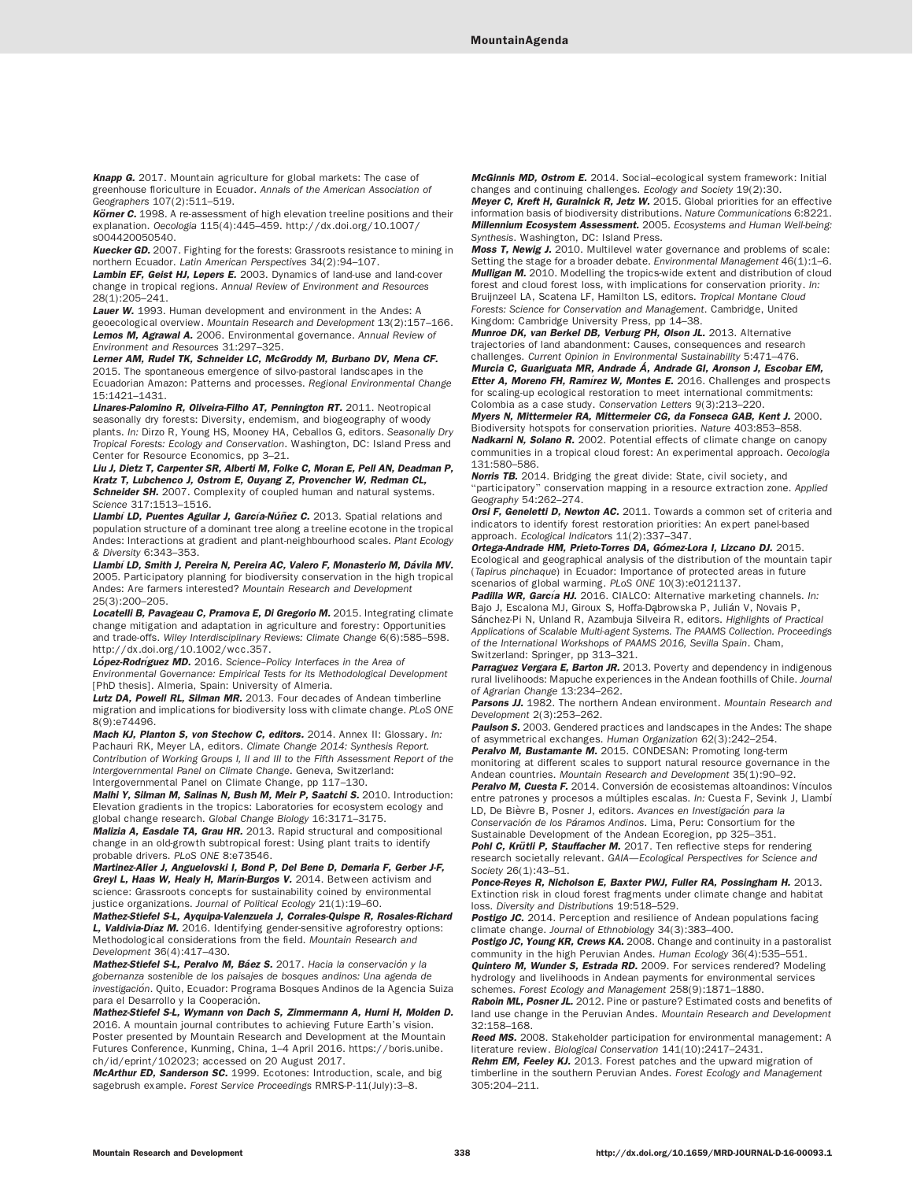***Knapp G.*** 2017. Mountain agriculture for global markets: The case of greenhouse floriculture in Ecuador. *Annals of the American Association of Geographers* 107(2):511–519.

***Körner C.*** 1998. A re-assessment of high elevation treeline positions and their explanation. *Oecologia* 115(4):445–459. http://dx.doi.org/10.1007/s004420050540.

***Kuecker GD.*** 2007. Fighting for the forests: Grassroots resistance to mining in northern Ecuador. *Latin American Perspectives* 34(2):94–107.

***Lambin EF, Geist HJ, Lepers E.*** 2003. Dynamics of land-use and land-cover change in tropical regions. *Annual Review of Environment and Resources* 28(1):205–241.

***Lauer W.*** 1993. Human development and environment in the Andes: A geoecological overview. *Mountain Research and Development* 13(2):157–166.

***Lemos M, Agrawal A.*** 2006. Environmental governance. *Annual Review of Environment and Resources* 31:297–325.

***Lerner AM, Rudel TK, Schneider LC, McGroddy M, Burbano DV, Mena CF.*** 2015. The spontaneous emergence of silvo-pastoral landscapes in the Ecuadorian Amazon: Patterns and processes. *Regional Environmental Change* 15:1421–1431.

***Linares-Palomino R, Oliveira-Filho AT, Pennington RT.*** 2011. Neotropical seasonally dry forests: Diversity, endemism, and biogeography of woody plants. *In:* Dirzo R, Young HS, Mooney HA, Ceballos G, editors. *Seasonally Dry Tropical Forests: Ecology and Conservation*. Washington, DC: Island Press and Center for Resource Economics, pp 3–21.

***Liu J, Dietz T, Carpenter SR, Alberti M, Folke C, Moran E, Pell AN, Deadman P, Kratz T, Lubchenco J, Ostrom E, Ouyang Z, Provencher W, Redman CL, Schneider SH.*** 2007. Complexity of coupled human and natural systems. *Science* 317:1513–1516.

***Llambí LD, Puentes Aguilar J, García-Núñez C.*** 2013. Spatial relations and population structure of a dominant tree along a treeline ecotone in the tropical Andes: Interactions at gradient and plant-neighbourhood scales. *Plant Ecology & Diversity* 6:343–353.

***Llambí LD, Smith J, Pereira N, Pereira AC, Valero F, Monasterio M, Dávila MV.*** 2005. Participatory planning for biodiversity conservation in the high tropical Andes: Are farmers interested? *Mountain Research and Development* 25(3):200–205.

***Locatelli B, Pavageau C, Pramova E, Di Gregorio M.*** 2015. Integrating climate change mitigation and adaptation in agriculture and forestry: Opportunities and trade-offs. *Wiley Interdisciplinary Reviews: Climate Change* 6(6):585–598. http://dx.doi.org/10.1002/wcc.357.

***López-Rodríguez MD.*** 2016. *Science–Policy Interfaces in the Area of Environmental Governance: Empirical Tests for its Methodological Development* [PhD thesis]. Almeria, Spain: University of Almeria.

***Lutz DA, Powell RL, Silman MR.*** 2013. Four decades of Andean timberline migration and implications for biodiversity loss with climate change. *PLoS ONE* 8(9):e74496.

***Mach KJ, Planton S, von Stechow C, editors.*** 2014. Annex II: Glossary. *In:* Pachauri RK, Meyer LA, editors. *Climate Change 2014: Synthesis Report. Contribution of Working Groups I, II and III to the Fifth Assessment Report of the Intergovernmental Panel on Climate Change*. Geneva, Switzerland: Intergovernmental Panel on Climate Change, pp 117–130.

***Malhi Y, Silman M, Salinas N, Bush M, Meir P, Saatchi S.*** 2010. Introduction: Elevation gradients in the tropics: Laboratories for ecosystem ecology and global change research. *Global Change Biology* 16:3171–3175.

***Malizia A, Easdale TA, Grau HR.*** 2013. Rapid structural and compositional change in an old-growth subtropical forest: Using plant traits to identify probable drivers. *PLoS ONE* 8:e73546.

***Martinez-Alier J, Anguelovski I, Bond P, Del Bene D, Demaria F, Gerber J-F, Greyl L, Haas W, Healy H, Marín-Burgos V.*** 2014. Between activism and science: Grassroots concepts for sustainability coined by environmental justice organizations. *Journal of Political Ecology* 21(1):19–60.

***Mathez-Stiefel S-L, Ayquipa-Valenzuela J, Corrales-Quispe R, Rosales-Richard L, Valdivia-Díaz M.*** 2016. Identifying gender-sensitive agroforestry options: Methodological considerations from the field. *Mountain Research and Development* 36(4):417–430.

***Mathez-Stiefel S-L, Peralvo M, Báez S.*** 2017. *Hacia la conservación y la gobernanza sostenible de los paisajes de bosques andinos: Una agenda de investigación*. Quito, Ecuador: Programa Bosques Andinos de la Agencia Suiza para el Desarrollo y la Cooperación.

***Mathez-Stiefel S-L, Wymann von Dach S, Zimmermann A, Hurni H, Molden D.*** 2016. A mountain journal contributes to achieving Future Earth's vision. Poster presented by Mountain Research and Development at the Mountain Futures Conference, Kunming, China, 1–4 April 2016. https://boris.unibe.ch/id/eprint/102023; accessed on 20 August 2017.

***McArthur ED, Sanderson SC.*** 1999. Ecotones: Introduction, scale, and big sagebrush example. *Forest Service Proceedings* RMRS-P-11(July):3–8.

***McGinnis MD, Ostrom E.*** 2014. Social–ecological system framework: Initial changes and continuing challenges. *Ecology and Society* 19(2):30.

***Meyer C, Kreft H, Guralnick R, Jetz W.*** 2015. Global priorities for an effective information basis of biodiversity distributions. *Nature Communications* 6:8221.

***Millennium Ecosystem Assessment.*** 2005. *Ecosystems and Human Well-being: Synthesis*. Washington, DC: Island Press.

***Moss T, Newig J.*** 2010. Multilevel water governance and problems of scale: Setting the stage for a broader debate. *Environmental Management* 46(1):1–6.

***Mulligan M.*** 2010. Modelling the tropics-wide extent and distribution of cloud forest and cloud forest loss, with implications for conservation priority. *In:* Bruijnzeel LA, Scatena LF, Hamilton LS, editors. *Tropical Montane Cloud Forests: Science for Conservation and Management*. Cambridge, United Kingdom: Cambridge University Press, pp 14–38.

***Munroe DK, van Berkel DB, Verburg PH, Olson JL.*** 2013. Alternative trajectories of land abandonment: Causes, consequences and research challenges. *Current Opinion in Environmental Sustainability* 5:471–476.

***Murcia C, Guariguata MR, Andrade Á, Andrade GI, Aronson J, Escobar EM, Etter A, Moreno FH, Ramírez W, Montes E.*** 2016. Challenges and prospects for scaling-up ecological restoration to meet international commitments: Colombia as a case study. *Conservation Letters* 9(3):213–220.

***Myers N, Mittermeier RA, Mittermeier CG, da Fonseca GAB, Kent J.*** 2000. Biodiversity hotspots for conservation priorities. *Nature* 403:853–858.

***Nadkarni N, Solano R.*** 2002. Potential effects of climate change on canopy communities in a tropical cloud forest: An experimental approach. *Oecologia* 131:580–586.

***Norris TB.*** 2014. Bridging the great divide: State, civil society, and "participatory" conservation mapping in a resource extraction zone. *Applied Geography* 54:262–274.

***Orsi F, Geneletti D, Newton AC.*** 2011. Towards a common set of criteria and indicators to identify forest restoration priorities: An expert panel-based approach. *Ecological Indicators* 11(2):337–347.

***Ortega-Andrade HM, Prieto-Torres DA, Gómez-Lora I, Lizcano DJ.*** 2015. Ecological and geographical analysis of the distribution of the mountain tapir (*Tapirus pinchaque*) in Ecuador: Importance of protected areas in future scenarios of global warming. *PLoS ONE* 10(3):e0121137.

***Padilla WR, García HJ.*** 2016. CIALCO: Alternative marketing channels. *In:* Bajo J, Escalona MJ, Giroux S, Hoffa-Dąbrowska P, Julián V, Novais P, Sánchez-Pi N, Unland R, Azambuja Silveira R, editors. *Highlights of Practical Applications of Scalable Multi-agent Systems. The PAAMS Collection. Proceedings of the International Workshops of PAAMS 2016, Sevilla Spain*. Cham, Switzerland: Springer, pp 313–321.

***Parraguez Vergara E, Barton JR.*** 2013. Poverty and dependency in indigenous rural livelihoods: Mapuche experiences in the Andean foothills of Chile. *Journal of Agrarian Change* 13:234–262.

***Parsons JJ.*** 1982. The northern Andean environment. *Mountain Research and Development* 2(3):253–262.

***Paulson S.*** 2003. Gendered practices and landscapes in the Andes: The shape of asymmetrical exchanges. *Human Organization* 62(3):242–254.

***Peralvo M, Bustamante M.*** 2015. CONDESAN: Promoting long-term monitoring at different scales to support natural resource governance in the Andean countries. *Mountain Research and Development* 35(1):90–92.

***Peralvo M, Cuesta F.*** 2014. Conversión de ecosistemas altoandinos: Vínculos entre patrones y procesos a múltiples escalas. *In:* Cuesta F, Sevink J, Llambí LD, De Bièvre B, Posner J, editors. *Avances en Investigación para la Conservación de los Páramos Andinos*. Lima, Peru: Consortium for the Sustainable Development of the Andean Ecoregion, pp 325–351.

***Pohl C, Krütli P, Stauffacher M.*** 2017. Ten reflective steps for rendering research societally relevant. *GAIA—Ecological Perspectives for Science and Society* 26(1):43–51.

***Ponce-Reyes R, Nicholson E, Baxter PWJ, Fuller RA, Possingham H.*** 2013. Extinction risk in cloud forest fragments under climate change and habitat loss. *Diversity and Distributions* 19:518–529.

***Postigo JC.*** 2014. Perception and resilience of Andean populations facing climate change. *Journal of Ethnobiology* 34(3):383–400.

***Postigo JC, Young KR, Crews KA.*** 2008. Change and continuity in a pastoralist community in the high Peruvian Andes. *Human Ecology* 36(4):535–551.

***Quintero M, Wunder S, Estrada RD.*** 2009. For services rendered? Modeling hydrology and livelihoods in Andean payments for environmental services schemes. *Forest Ecology and Management* 258(9):1871–1880.

***Raboin ML, Posner JL.*** 2012. Pine or pasture? Estimated costs and benefits of land use change in the Peruvian Andes. *Mountain Research and Development* 32:158–168.

***Reed MS.*** 2008. Stakeholder participation for environmental management: A literature review. *Biological Conservation* 141(10):2417–2431.

***Rehm EM, Feeley KJ.*** 2013. Forest patches and the upward migration of timberline in the southern Peruvian Andes. *Forest Ecology and Management* 305:204–211.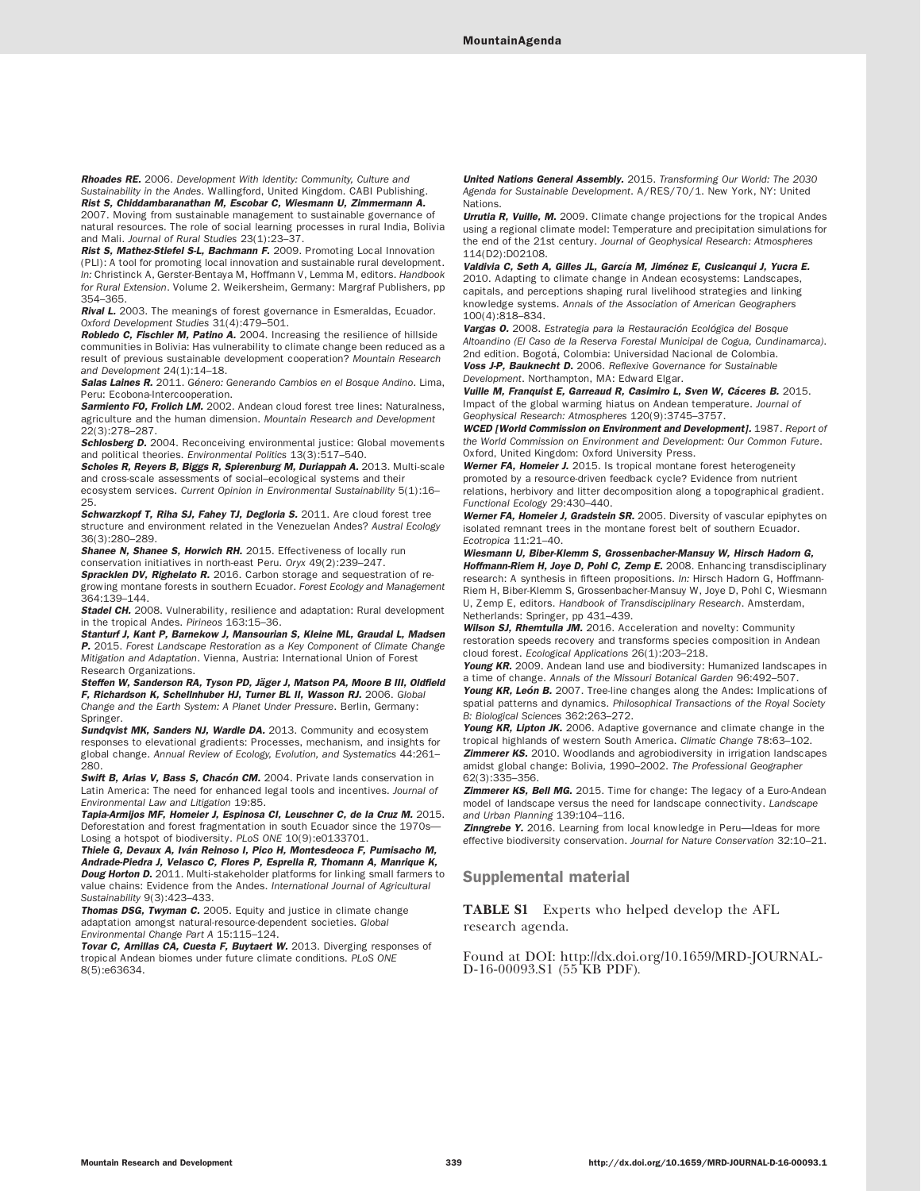**Rhoades RE.** 2006. *Development With Identity: Community, Culture and Sustainability in the Andes*. Wallingford, United Kingdom. CABI Publishing.

**Rist S, Chiddambaranathan M, Escobar C, Wiesmann U, Zimmermann A.** 2007. Moving from sustainable management to sustainable governance of natural resources. The role of social learning processes in rural India, Bolivia and Mali. *Journal of Rural Studies* 23(1):23–37.

**Rist S, Mathez-Stiefel S-L, Bachmann F.** 2009. Promoting Local Innovation (PLI): A tool for promoting local innovation and sustainable rural development. *In:* Christinck A, Gerster-Bentaya M, Hoffmann V, Lemma M, editors. *Handbook for Rural Extension*. Volume 2. Weikersheim, Germany: Margraf Publishers, pp 354–365.

**Rival L.** 2003. The meanings of forest governance in Esmeraldas, Ecuador. *Oxford Development Studies* 31(4):479–501.

**Robledo C, Fischler M, Patino A.** 2004. Increasing the resilience of hillside communities in Bolivia: Has vulnerability to climate change been reduced as a result of previous sustainable development cooperation? *Mountain Research and Development* 24(1):14–18.

**Salas Laines R.** 2011. *Género: Generando Cambios en el Bosque Andino*. Lima, Peru: Ecobona-Intercooperation.

**Sarmiento FO, Frolich LM.** 2002. Andean cloud forest tree lines: Naturalness, agriculture and the human dimension. *Mountain Research and Development* 22(3):278–287.

**Schlosberg D.** 2004. Reconceiving environmental justice: Global movements and political theories. *Environmental Politics* 13(3):517–540.

**Scholes R, Reyers B, Biggs R, Spierenburg M, Duriappah A.** 2013. Multi-scale and cross-scale assessments of social–ecological systems and their ecosystem services. *Current Opinion in Environmental Sustainability* 5(1):16–25.

**Schwarzkopf T, Riha SJ, Fahey TJ, Degloria S.** 2011. Are cloud forest tree structure and environment related in the Venezuelan Andes? *Austral Ecology* 36(3):280–289.

**Shanee N, Shanee S, Horwich RH.** 2015. Effectiveness of locally run conservation initiatives in north-east Peru. *Oryx* 49(2):239–247.

**Spracklen DV, Righelato R.** 2016. Carbon storage and sequestration of re-growing montane forests in southern Ecuador. *Forest Ecology and Management* 364:139–144.

**Stadel CH.** 2008. Vulnerability, resilience and adaptation: Rural development in the tropical Andes. *Pirineos* 163:15–36.

**Stanturf J, Kant P, Barnekow J, Mansourian S, Kleine ML, Graudal L, Madsen P.** 2015. *Forest Landscape Restoration as a Key Component of Climate Change Mitigation and Adaptation*. Vienna, Austria: International Union of Forest Research Organizations.

**Steffen W, Sanderson RA, Tyson PD, Jäger J, Matson PA, Moore B III, Oldfield F, Richardson K, Schellnhuber HJ, Turner BL II, Wasson RJ.** 2006. *Global Change and the Earth System: A Planet Under Pressure*. Berlin, Germany: Springer.

**Sundqvist MK, Sanders NJ, Wardle DA.** 2013. Community and ecosystem responses to elevational gradients: Processes, mechanism, and insights for global change. *Annual Review of Ecology, Evolution, and Systematics* 44:261–280.

**Swift B, Arias V, Bass S, Chacón CM.** 2004. Private lands conservation in Latin America: The need for enhanced legal tools and incentives. *Journal of Environmental Law and Litigation* 19:85.

**Tapia-Armijos MF, Homeier J, Espinosa CI, Leuschner C, de la Cruz M.** 2015. Deforestation and forest fragmentation in south Ecuador since the 1970s—Losing a hotspot of biodiversity. *PLoS ONE* 10(9):e0133701.

**Thiele G, Devaux A, Iván Reinoso I, Pico H, Montesdeoca F, Pumisacho M, Andrade-Piedra J, Velasco C, Flores P, Esprella R, Thomann A, Manrique K, Doug Horton D.** 2011. Multi-stakeholder platforms for linking small farmers to value chains: Evidence from the Andes. *International Journal of Agricultural Sustainability* 9(3):423–433.

**Thomas DSG, Twyman C.** 2005. Equity and justice in climate change adaptation amongst natural-resource-dependent societies. *Global Environmental Change Part A* 15:115–124.

**Tovar C, Arnillas CA, Cuesta F, Buytaert W.** 2013. Diverging responses of tropical Andean biomes under future climate conditions. *PLoS ONE* 8(5):e63634.

**United Nations General Assembly.** 2015. *Transforming Our World: The 2030 Agenda for Sustainable Development*. A/RES/70/1. New York, NY: United Nations.

**Urrutia R, Vuille, M.** 2009. Climate change projections for the tropical Andes using a regional climate model: Temperature and precipitation simulations for the end of the 21st century. *Journal of Geophysical Research: Atmospheres* 114(D2):D02108.

**Valdivia C, Seth A, Gilles JL, García M, Jiménez E, Cusicanqui J, Yucra E.** 2010. Adapting to climate change in Andean ecosystems: Landscapes, capitals, and perceptions shaping rural livelihood strategies and linking knowledge systems. *Annals of the Association of American Geographers* 100(4):818–834.

**Vargas O.** 2008. *Estrategia para la Restauración Ecológica del Bosque Altoandino (El Caso de la Reserva Forestal Municipal de Cogua, Cundinamarca)*. 2nd edition. Bogotá, Colombia: Universidad Nacional de Colombia.

**Voss J-P, Bauknecht D.** 2006. *Reflexive Governance for Sustainable Development*. Northampton, MA: Edward Elgar.

**Vuille M, Franquist E, Garreaud R, Casimiro L, Sven W, Cáceres B.** 2015. Impact of the global warming hiatus on Andean temperature. *Journal of Geophysical Research: Atmospheres* 120(9):3745–3757.

**WCED [World Commission on Environment and Development].** 1987. *Report of the World Commission on Environment and Development: Our Common Future*. Oxford, United Kingdom: Oxford University Press.

**Werner FA, Homeier J.** 2015. Is tropical montane forest heterogeneity promoted by a resource-driven feedback cycle? Evidence from nutrient relations, herbivory and litter decomposition along a topographical gradient. *Functional Ecology* 29:430–440.

**Werner FA, Homeier J, Gradstein SR.** 2005. Diversity of vascular epiphytes on isolated remnant trees in the montane forest belt of southern Ecuador. *Ecotropica* 11:21–40.

**Wiesmann U, Biber-Klemm S, Grossenbacher-Mansuy W, Hirsch Hadorn G, Hoffmann-Riem H, Joye D, Pohl C, Zemp E.** 2008. Enhancing transdisciplinary research: A synthesis in fifteen propositions. *In:* Hirsch Hadorn G, Hoffmann-Riem H, Biber-Klemm S, Grossenbacher-Mansuy W, Joye D, Pohl C, Wiesmann U, Zemp E, editors. *Handbook of Transdisciplinary Research*. Amsterdam, Netherlands: Springer, pp 431–439.

**Wilson SJ, Rhemtulla JM.** 2016. Acceleration and novelty: Community restoration speeds recovery and transforms species composition in Andean cloud forest. *Ecological Applications* 26(1):203–218.

**Young KR.** 2009. Andean land use and biodiversity: Humanized landscapes in a time of change. *Annals of the Missouri Botanical Garden* 96:492–507.

**Young KR, León B.** 2007. Tree-line changes along the Andes: Implications of spatial patterns and dynamics. *Philosophical Transactions of the Royal Society B: Biological Sciences* 362:263–272.

**Young KR, Lipton JK.** 2006. Adaptive governance and climate change in the tropical highlands of western South America. *Climatic Change* 78:63–102.

**Zimmerer KS.** 2010. Woodlands and agrobiodiversity in irrigation landscapes amidst global change: Bolivia, 1990–2002. *The Professional Geographer* 62(3):335–356.

**Zimmerer KS, Bell MG.** 2015. Time for change: The legacy of a Euro-Andean model of landscape versus the need for landscape connectivity. *Landscape and Urban Planning* 139:104–116.

**Zinngrebe Y.** 2016. Learning from local knowledge in Peru—Ideas for more effective biodiversity conservation. *Journal for Nature Conservation* 32:10–21.

## Supplemental material

**TABLE S1** Experts who helped develop the AFL research agenda.

Found at DOI: http://dx.doi.org/10.1659/MRD-JOURNAL-D-16-00093.S1 (55 KB PDF).